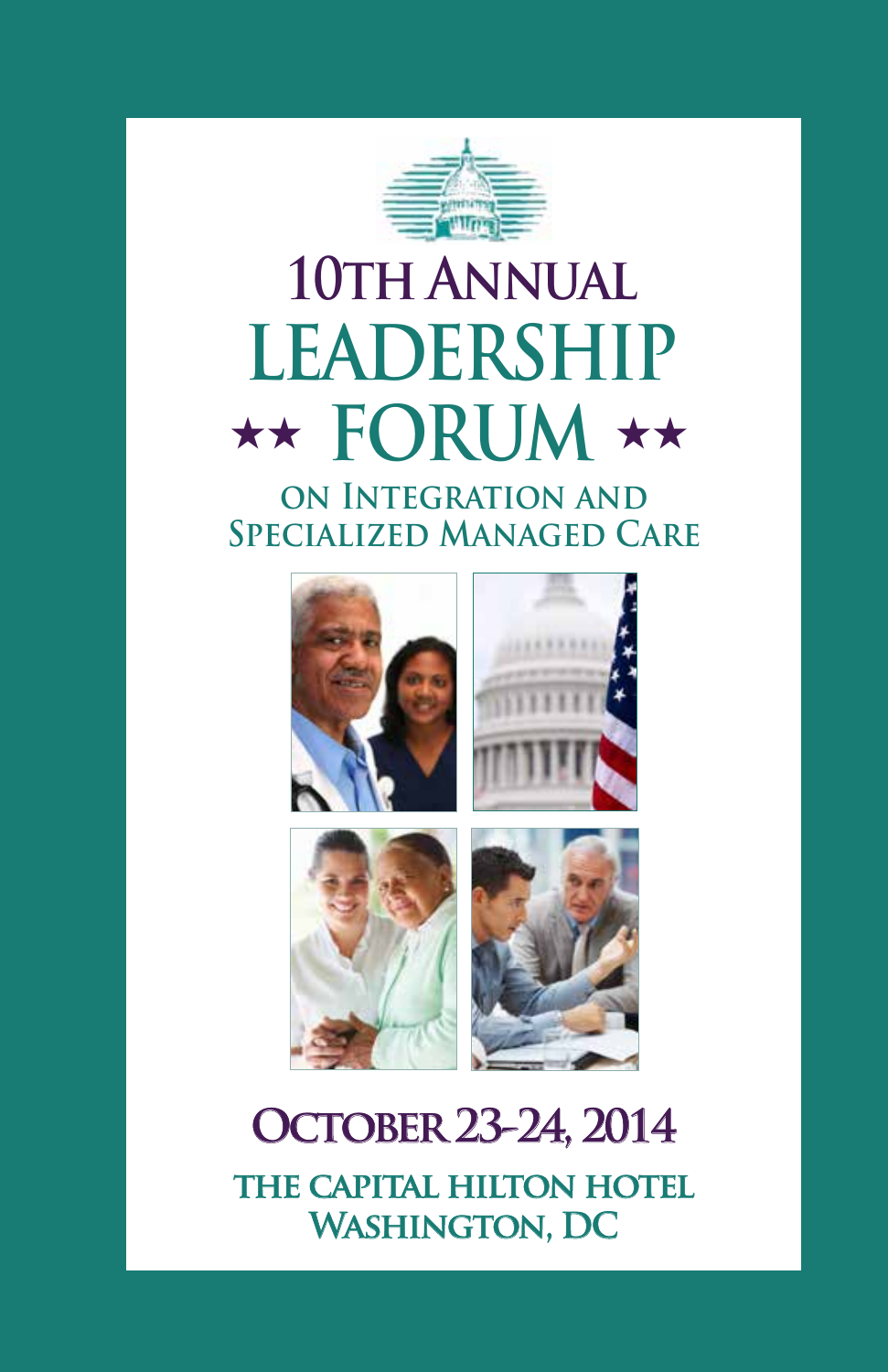# 10th Annual Leadership ★★ Forum ★★

## on Integration and Specialized Managed Care

**October 23-24, 2014**

**The Capital Hilton Hotel**
**Washington, DC**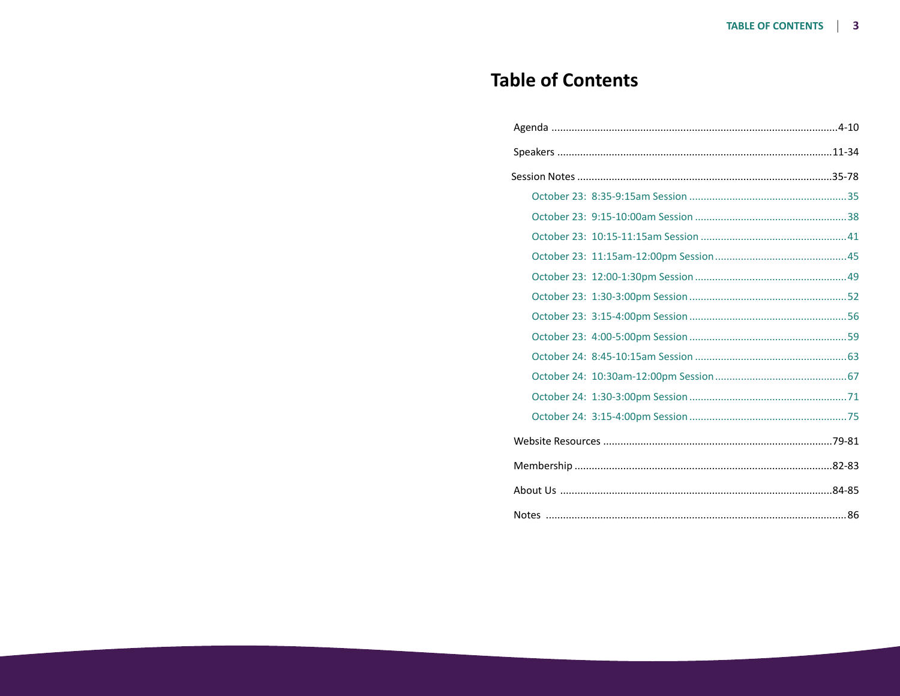# Table of Contents

Agenda ....................................................................................................4-10

Speakers ................................................................................................11-34

Session Notes .........................................................................................35-78

- October 23: 8:35-9:15am Session ......................................................35
- October 23: 9:15-10:00am Session ....................................................38
- October 23: 10:15-11:15am Session ..................................................41
- October 23: 11:15am-12:00pm Session .............................................45
- October 23: 12:00-1:30pm Session ....................................................49
- October 23: 1:30-3:00pm Session ......................................................52
- October 23: 3:15-4:00pm Session ......................................................56
- October 23: 4:00-5:00pm Session ......................................................59
- October 24: 8:45-10:15am Session ....................................................63
- October 24: 10:30am-12:00pm Session .............................................67
- October 24: 1:30-3:00pm Session ......................................................71
- October 24: 3:15-4:00pm Session ......................................................75

Website Resources .................................................................................79-81

Membership ...........................................................................................82-83

About Us ...............................................................................................84-85

Notes ..........................................................................................................86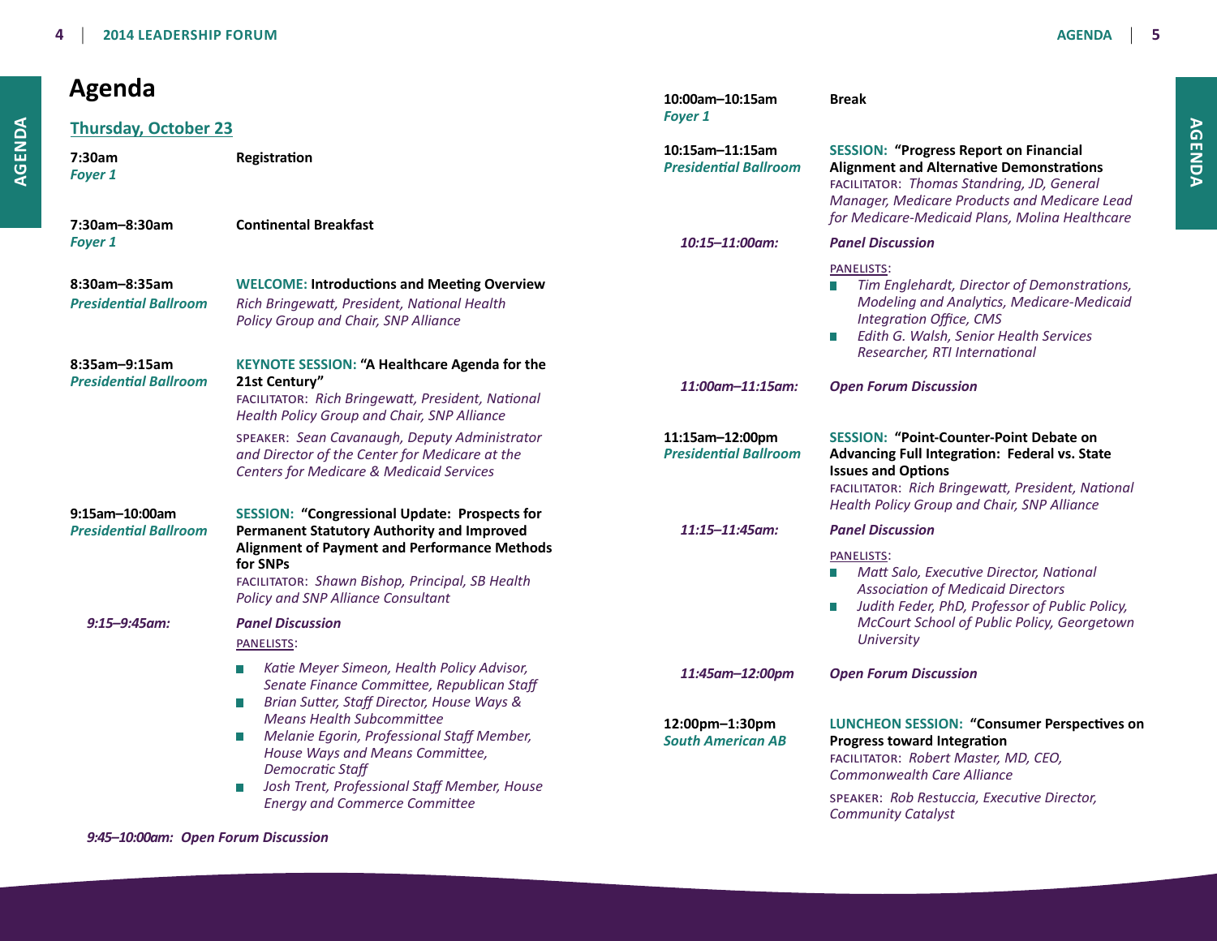# Agenda

## Thursday, October 23

**7:30am**
*Foyer 1*
**Registration**

**7:30am–8:30am**
*Foyer 1*
**Continental Breakfast**

**8:30am–8:35am**
*Presidential Ballroom*
**WELCOME: Introductions and Meeting Overview**
*Rich Bringewatt, President, National Health Policy Group and Chair, SNP Alliance*

**8:35am–9:15am**
*Presidential Ballroom*
**KEYNOTE SESSION: "A Healthcare Agenda for the 21st Century"**
FACILITATOR: *Rich Bringewatt, President, National Health Policy Group and Chair, SNP Alliance*
SPEAKER: *Sean Cavanaugh, Deputy Administrator and Director of the Center for Medicare at the Centers for Medicare & Medicaid Services*

**9:15am–10:00am**
*Presidential Ballroom*
**SESSION: "Congressional Update: Prospects for Permanent Statutory Authority and Improved Alignment of Payment and Performance Methods for SNPs**
FACILITATOR: *Shawn Bishop, Principal, SB Health Policy and SNP Alliance Consultant*

*9:15–9:45am:* ***Panel Discussion***
PANELISTS:
- *Katie Meyer Simeon, Health Policy Advisor, Senate Finance Committee, Republican Staff*
- *Brian Sutter, Staff Director, House Ways & Means Health Subcommittee*
- *Melanie Egorin, Professional Staff Member, House Ways and Means Committee, Democratic Staff*
- *Josh Trent, Professional Staff Member, House Energy and Commerce Committee*

*9:45–10:00am:* ***Open Forum Discussion***

**10:00am–10:15am**
*Foyer 1*
**Break**

**10:15am–11:15am**
*Presidential Ballroom*
**SESSION: "Progress Report on Financial Alignment and Alternative Demonstrations**
FACILITATOR: *Thomas Standring, JD, General Manager, Medicare Products and Medicare Lead for Medicare-Medicaid Plans, Molina Healthcare*

*10:15–11:00am:* ***Panel Discussion***
PANELISTS:
- *Tim Englehardt, Director of Demonstrations, Modeling and Analytics, Medicare-Medicaid Integration Office, CMS*
- *Edith G. Walsh, Senior Health Services Researcher, RTI International*

*11:00am–11:15am:* ***Open Forum Discussion***

**11:15am–12:00pm**
*Presidential Ballroom*
**SESSION: "Point-Counter-Point Debate on Advancing Full Integration: Federal vs. State Issues and Options**
FACILITATOR: *Rich Bringewatt, President, National Health Policy Group and Chair, SNP Alliance*

*11:15–11:45am:* ***Panel Discussion***
PANELISTS:
- *Matt Salo, Executive Director, National Association of Medicaid Directors*
- *Judith Feder, PhD, Professor of Public Policy, McCourt School of Public Policy, Georgetown University*

*11:45am–12:00pm* ***Open Forum Discussion***

**12:00pm–1:30pm**
*South American AB*
**LUNCHEON SESSION: "Consumer Perspectives on Progress toward Integration**
FACILITATOR: *Robert Master, MD, CEO, Commonwealth Care Alliance*
SPEAKER: *Rob Restuccia, Executive Director, Community Catalyst*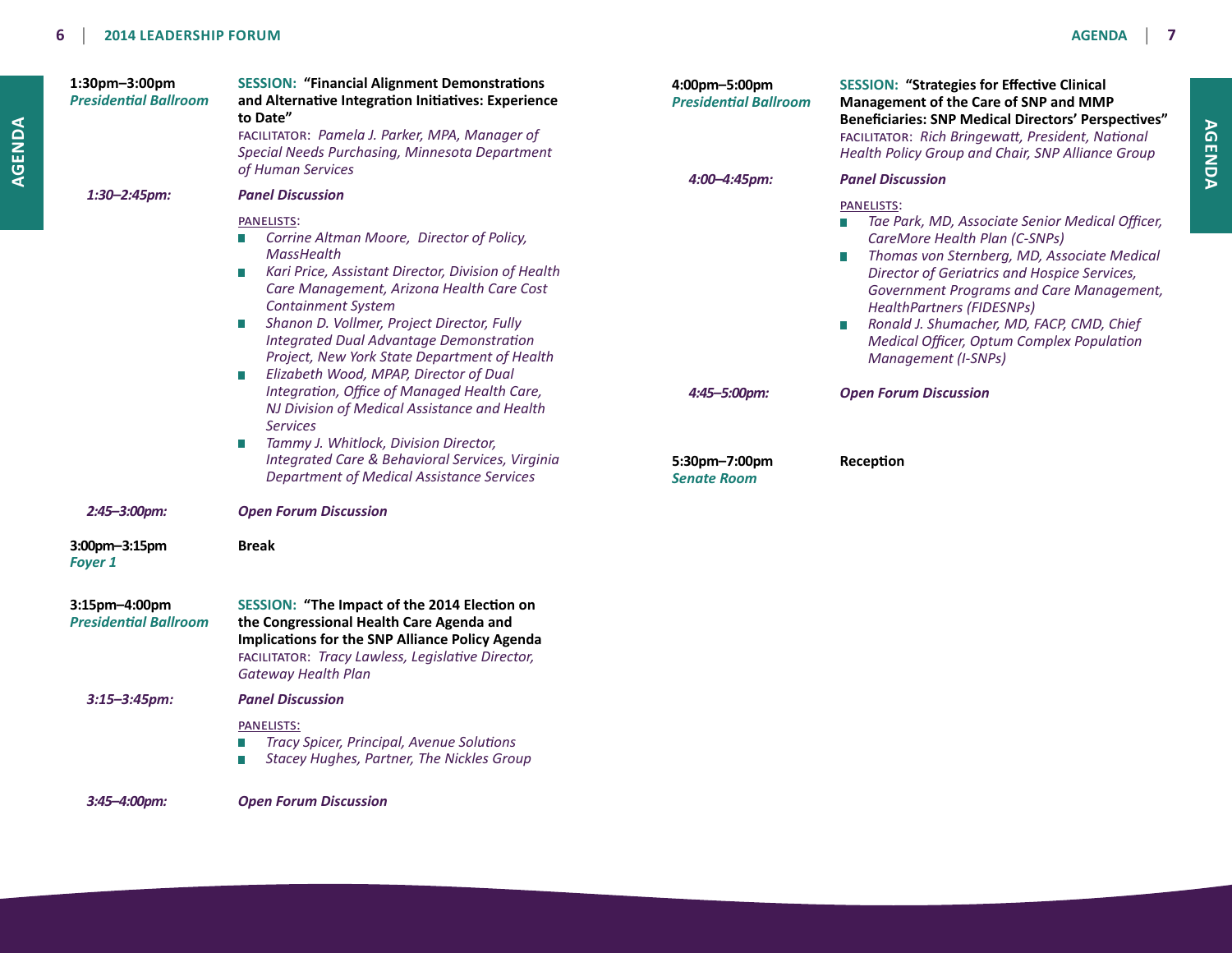**1:30pm–3:00pm**
*Presidential Ballroom*

**SESSION: "Financial Alignment Demonstrations and Alternative Integration Initiatives: Experience to Date"**
FACILITATOR: *Pamela J. Parker, MPA, Manager of Special Needs Purchasing, Minnesota Department of Human Services*

***1:30–2:45pm:*** ***Panel Discussion***

PANELISTS:

- *Corrine Altman Moore, Director of Policy, MassHealth*
- *Kari Price, Assistant Director, Division of Health Care Management, Arizona Health Care Cost Containment System*
- *Shanon D. Vollmer, Project Director, Fully Integrated Dual Advantage Demonstration Project, New York State Department of Health*
- *Elizabeth Wood, MPAP, Director of Dual Integration, Office of Managed Health Care, NJ Division of Medical Assistance and Health Services*
- *Tammy J. Whitlock, Division Director, Integrated Care & Behavioral Services, Virginia Department of Medical Assistance Services*

***2:45–3:00pm:*** ***Open Forum Discussion***

**3:00pm–3:15pm**
*Foyer 1*

**Break**

**3:15pm–4:00pm**
*Presidential Ballroom*

**SESSION: "The Impact of the 2014 Election on the Congressional Health Care Agenda and Implications for the SNP Alliance Policy Agenda**
FACILITATOR: *Tracy Lawless, Legislative Director, Gateway Health Plan*

***3:15–3:45pm:*** ***Panel Discussion***

PANELISTS:

- *Tracy Spicer, Principal, Avenue Solutions*
- *Stacey Hughes, Partner, The Nickles Group*

***3:45–4:00pm:*** ***Open Forum Discussion***

**4:00pm–5:00pm**
*Presidential Ballroom*

**SESSION: "Strategies for Effective Clinical Management of the Care of SNP and MMP Beneficiaries: SNP Medical Directors' Perspectives"**
FACILITATOR: *Rich Bringewatt, President, National Health Policy Group and Chair, SNP Alliance Group*

***4:00–4:45pm:*** ***Panel Discussion***

PANELISTS:

- *Tae Park, MD, Associate Senior Medical Officer, CareMore Health Plan (C-SNPs)*
- *Thomas von Sternberg, MD, Associate Medical Director of Geriatrics and Hospice Services, Government Programs and Care Management, HealthPartners (FIDESNPs)*
- *Ronald J. Shumacher, MD, FACP, CMD, Chief Medical Officer, Optum Complex Population Management (I-SNPs)*

***4:45–5:00pm:*** ***Open Forum Discussion***

**5:30pm–7:00pm**
*Senate Room*

**Reception**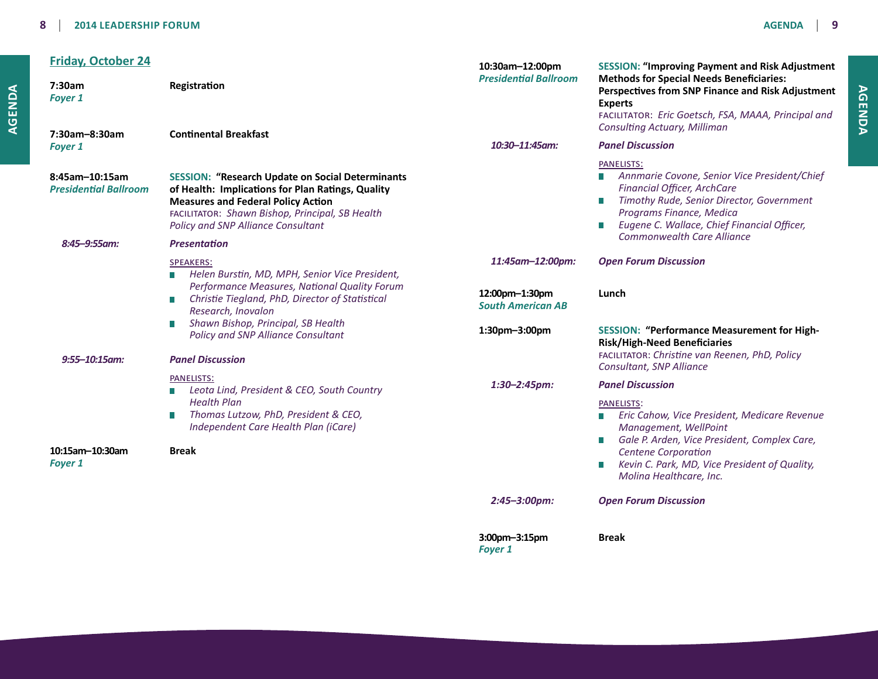## Friday, October 24

**7:30am**
*Foyer 1*
**Registration**

**7:30am–8:30am**
*Foyer 1*
**Continental Breakfast**

**8:45am–10:15am**
*Presidential Ballroom*
**SESSION: "Research Update on Social Determinants of Health: Implications for Plan Ratings, Quality Measures and Federal Policy Action**
FACILITATOR: *Shawn Bishop, Principal, SB Health Policy and SNP Alliance Consultant*

*8:45–9:55am:* ***Presentation***

SPEAKERS:
- *Helen Burstin, MD, MPH, Senior Vice President, Performance Measures, National Quality Forum*
- *Christie Tiegland, PhD, Director of Statistical Research, Inovalon*
- *Shawn Bishop, Principal, SB Health Policy and SNP Alliance Consultant*

*9:55–10:15am:* ***Panel Discussion***

PANELISTS:
- *Leota Lind, President & CEO, South Country Health Plan*
- *Thomas Lutzow, PhD, President & CEO, Independent Care Health Plan (iCare)*

**10:15am–10:30am**
*Foyer 1*
**Break**

**10:30am–12:00pm**
*Presidential Ballroom*
**SESSION: "Improving Payment and Risk Adjustment Methods for Special Needs Beneficiaries: Perspectives from SNP Finance and Risk Adjustment Experts**
FACILITATOR: *Eric Goetsch, FSA, MAAA, Principal and Consulting Actuary, Milliman*

*10:30–11:45am:* ***Panel Discussion***

PANELISTS:
- *Annmarie Covone, Senior Vice President/Chief Financial Officer, ArchCare*
- *Timothy Rude, Senior Director, Government Programs Finance, Medica*
- *Eugene C. Wallace, Chief Financial Officer, Commonwealth Care Alliance*

*11:45am–12:00pm:* ***Open Forum Discussion***

**12:00pm–1:30pm**
*South American AB*
**Lunch**

**1:30pm–3:00pm**
**SESSION: "Performance Measurement for High-Risk/High-Need Beneficiaries**
FACILITATOR: *Christine van Reenen, PhD, Policy Consultant, SNP Alliance*

*1:30–2:45pm:* ***Panel Discussion***

PANELISTS:
- *Eric Cahow, Vice President, Medicare Revenue Management, WellPoint*
- *Gale P. Arden, Vice President, Complex Care, Centene Corporation*
- *Kevin C. Park, MD, Vice President of Quality, Molina Healthcare, Inc.*

*2:45–3:00pm:* ***Open Forum Discussion***

**3:00pm–3:15pm**
*Foyer 1*
**Break**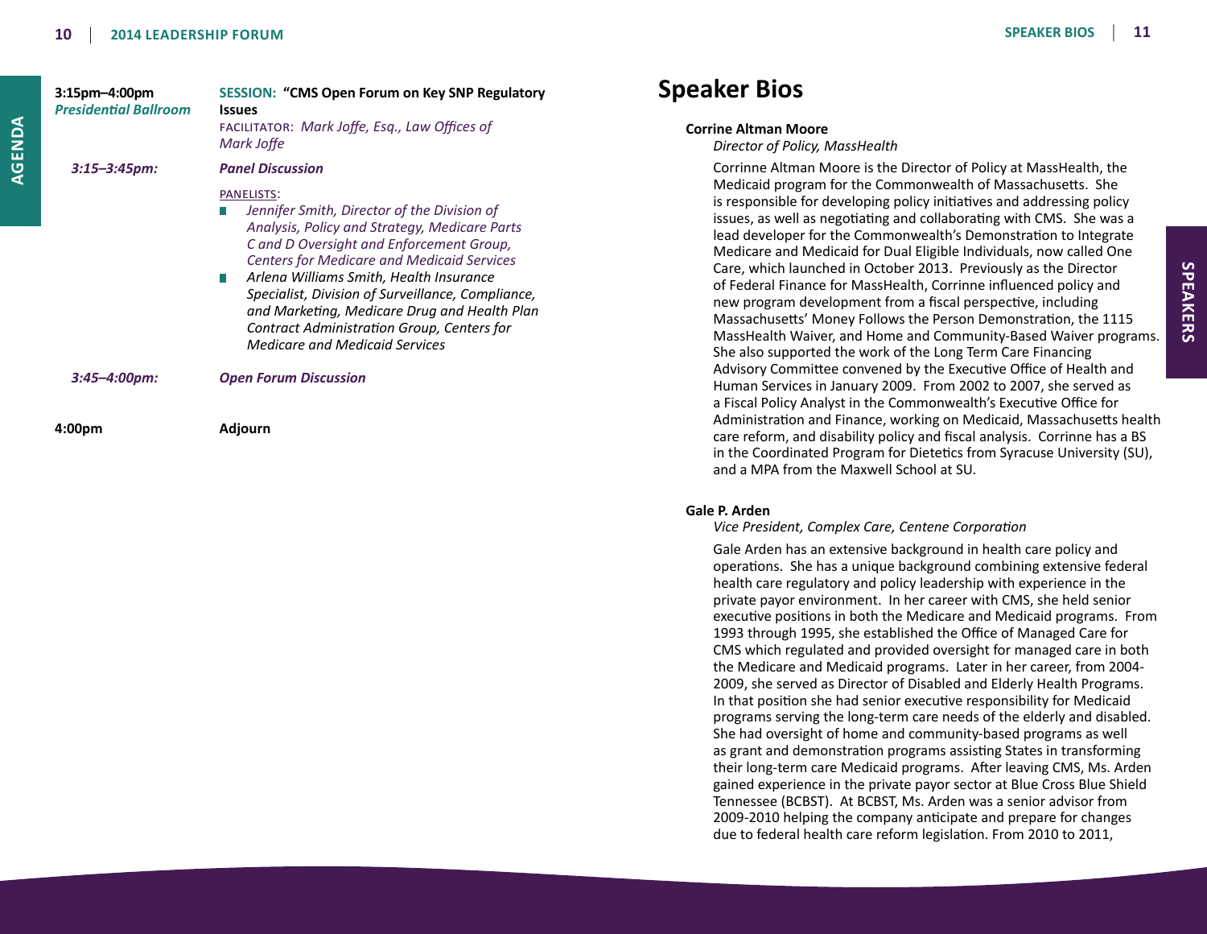**3:15pm–4:00pm**
*Presidential Ballroom*

**SESSION: "CMS Open Forum on Key SNP Regulatory Issues**

FACILITATOR: *Mark Joffe, Esq., Law Offices of Mark Joffe*

***3:15–3:45pm:*** ***Panel Discussion***

PANELISTS:

- *Jennifer Smith, Director of the Division of Analysis, Policy and Strategy, Medicare Parts C and D Oversight and Enforcement Group, Centers for Medicare and Medicaid Services*
- *Arlena Williams Smith, Health Insurance Specialist, Division of Surveillance, Compliance, and Marketing, Medicare Drug and Health Plan Contract Administration Group, Centers for Medicare and Medicaid Services*

***3:45–4:00pm:*** ***Open Forum Discussion***

**4:00pm** **Adjourn**

# Speaker Bios

**Corrine Altman Moore**
*Director of Policy, MassHealth*

Corrinne Altman Moore is the Director of Policy at MassHealth, the Medicaid program for the Commonwealth of Massachusetts. She is responsible for developing policy initiatives and addressing policy issues, as well as negotiating and collaborating with CMS. She was a lead developer for the Commonwealth's Demonstration to Integrate Medicare and Medicaid for Dual Eligible Individuals, now called One Care, which launched in October 2013. Previously as the Director of Federal Finance for MassHealth, Corrinne influenced policy and new program development from a fiscal perspective, including Massachusetts' Money Follows the Person Demonstration, the 1115 MassHealth Waiver, and Home and Community-Based Waiver programs. She also supported the work of the Long Term Care Financing Advisory Committee convened by the Executive Office of Health and Human Services in January 2009. From 2002 to 2007, she served as a Fiscal Policy Analyst in the Commonwealth's Executive Office for Administration and Finance, working on Medicaid, Massachusetts health care reform, and disability policy and fiscal analysis. Corrinne has a BS in the Coordinated Program for Dietetics from Syracuse University (SU), and a MPA from the Maxwell School at SU.

**Gale P. Arden**
*Vice President, Complex Care, Centene Corporation*

Gale Arden has an extensive background in health care policy and operations. She has a unique background combining extensive federal health care regulatory and policy leadership with experience in the private payor environment. In her career with CMS, she held senior executive positions in both the Medicare and Medicaid programs. From 1993 through 1995, she established the Office of Managed Care for CMS which regulated and provided oversight for managed care in both the Medicare and Medicaid programs. Later in her career, from 2004-2009, she served as Director of Disabled and Elderly Health Programs. In that position she had senior executive responsibility for Medicaid programs serving the long-term care needs of the elderly and disabled. She had oversight of home and community-based programs as well as grant and demonstration programs assisting States in transforming their long-term care Medicaid programs. After leaving CMS, Ms. Arden gained experience in the private payor sector at Blue Cross Blue Shield Tennessee (BCBST). At BCBST, Ms. Arden was a senior advisor from 2009-2010 helping the company anticipate and prepare for changes due to federal health care reform legislation. From 2010 to 2011,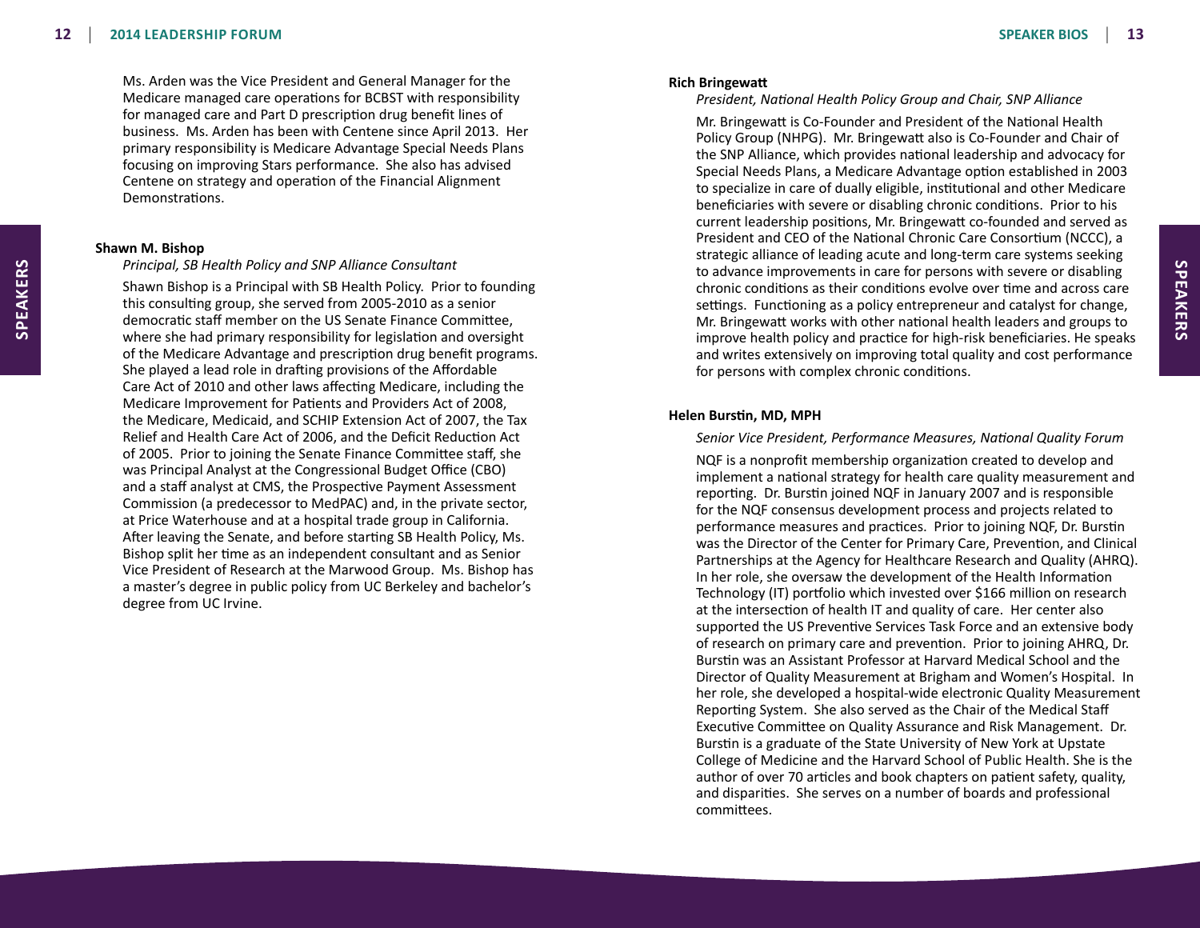Ms. Arden was the Vice President and General Manager for the Medicare managed care operations for BCBST with responsibility for managed care and Part D prescription drug benefit lines of business. Ms. Arden has been with Centene since April 2013. Her primary responsibility is Medicare Advantage Special Needs Plans focusing on improving Stars performance. She also has advised Centene on strategy and operation of the Financial Alignment Demonstrations.

**Shawn M. Bishop**

*Principal, SB Health Policy and SNP Alliance Consultant*

Shawn Bishop is a Principal with SB Health Policy. Prior to founding this consulting group, she served from 2005-2010 as a senior democratic staff member on the US Senate Finance Committee, where she had primary responsibility for legislation and oversight of the Medicare Advantage and prescription drug benefit programs. She played a lead role in drafting provisions of the Affordable Care Act of 2010 and other laws affecting Medicare, including the Medicare Improvement for Patients and Providers Act of 2008, the Medicare, Medicaid, and SCHIP Extension Act of 2007, the Tax Relief and Health Care Act of 2006, and the Deficit Reduction Act of 2005. Prior to joining the Senate Finance Committee staff, she was Principal Analyst at the Congressional Budget Office (CBO) and a staff analyst at CMS, the Prospective Payment Assessment Commission (a predecessor to MedPAC) and, in the private sector, at Price Waterhouse and at a hospital trade group in California. After leaving the Senate, and before starting SB Health Policy, Ms. Bishop split her time as an independent consultant and as Senior Vice President of Research at the Marwood Group. Ms. Bishop has a master's degree in public policy from UC Berkeley and bachelor's degree from UC Irvine.

**Rich Bringewatt**

*President, National Health Policy Group and Chair, SNP Alliance*

Mr. Bringewatt is Co-Founder and President of the National Health Policy Group (NHPG). Mr. Bringewatt also is Co-Founder and Chair of the SNP Alliance, which provides national leadership and advocacy for Special Needs Plans, a Medicare Advantage option established in 2003 to specialize in care of dually eligible, institutional and other Medicare beneficiaries with severe or disabling chronic conditions. Prior to his current leadership positions, Mr. Bringewatt co-founded and served as President and CEO of the National Chronic Care Consortium (NCCC), a strategic alliance of leading acute and long-term care systems seeking to advance improvements in care for persons with severe or disabling chronic conditions as their conditions evolve over time and across care settings. Functioning as a policy entrepreneur and catalyst for change, Mr. Bringewatt works with other national health leaders and groups to improve health policy and practice for high-risk beneficiaries. He speaks and writes extensively on improving total quality and cost performance for persons with complex chronic conditions.

**Helen Burstin, MD, MPH**

*Senior Vice President, Performance Measures, National Quality Forum*

NQF is a nonprofit membership organization created to develop and implement a national strategy for health care quality measurement and reporting. Dr. Burstin joined NQF in January 2007 and is responsible for the NQF consensus development process and projects related to performance measures and practices. Prior to joining NQF, Dr. Burstin was the Director of the Center for Primary Care, Prevention, and Clinical Partnerships at the Agency for Healthcare Research and Quality (AHRQ). In her role, she oversaw the development of the Health Information Technology (IT) portfolio which invested over $166 million on research at the intersection of health IT and quality of care. Her center also supported the US Preventive Services Task Force and an extensive body of research on primary care and prevention. Prior to joining AHRQ, Dr. Burstin was an Assistant Professor at Harvard Medical School and the Director of Quality Measurement at Brigham and Women's Hospital. In her role, she developed a hospital-wide electronic Quality Measurement Reporting System. She also served as the Chair of the Medical Staff Executive Committee on Quality Assurance and Risk Management. Dr. Burstin is a graduate of the State University of New York at Upstate College of Medicine and the Harvard School of Public Health. She is the author of over 70 articles and book chapters on patient safety, quality, and disparities. She serves on a number of boards and professional committees.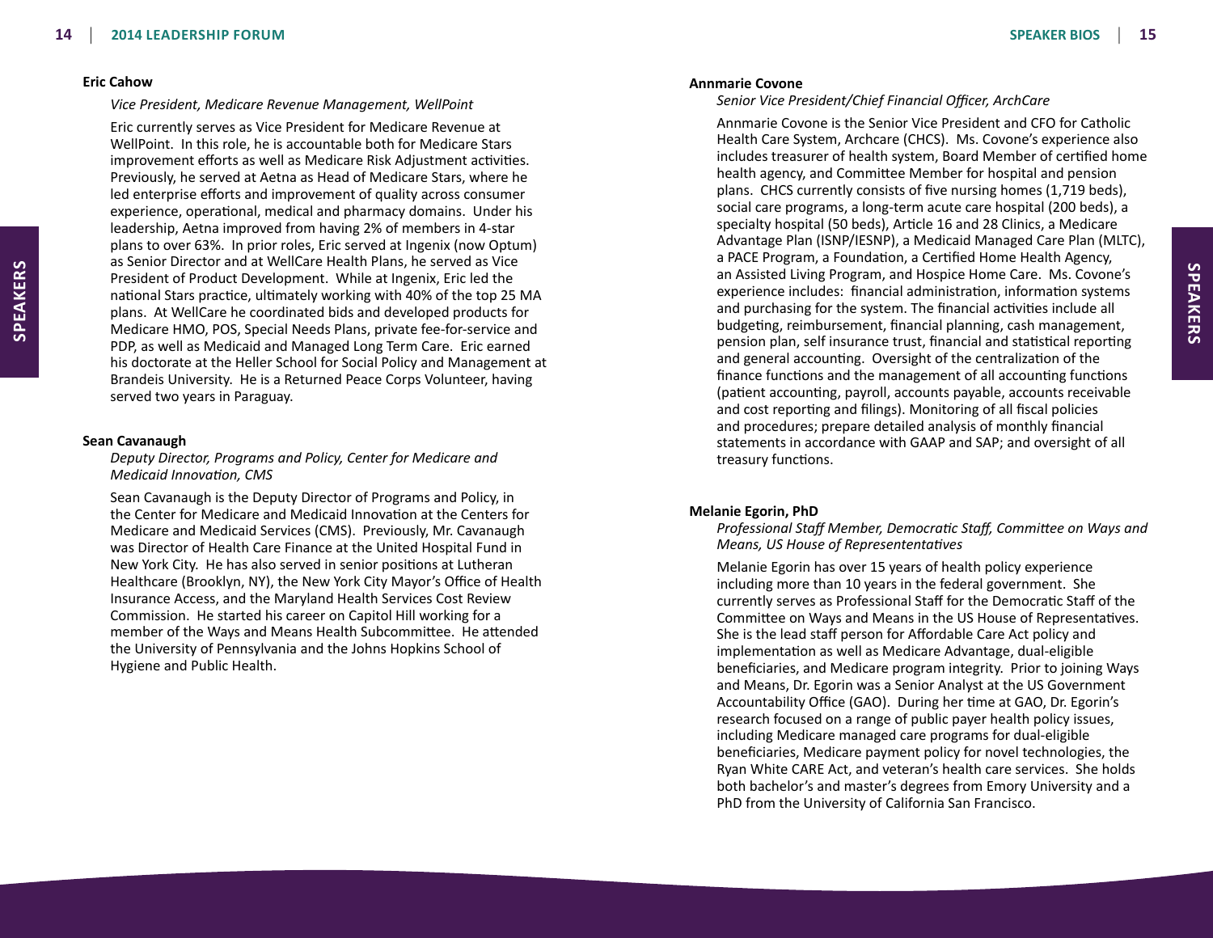**Eric Cahow**

*Vice President, Medicare Revenue Management, WellPoint*

Eric currently serves as Vice President for Medicare Revenue at WellPoint. In this role, he is accountable both for Medicare Stars improvement efforts as well as Medicare Risk Adjustment activities. Previously, he served at Aetna as Head of Medicare Stars, where he led enterprise efforts and improvement of quality across consumer experience, operational, medical and pharmacy domains. Under his leadership, Aetna improved from having 2% of members in 4-star plans to over 63%. In prior roles, Eric served at Ingenix (now Optum) as Senior Director and at WellCare Health Plans, he served as Vice President of Product Development. While at Ingenix, Eric led the national Stars practice, ultimately working with 40% of the top 25 MA plans. At WellCare he coordinated bids and developed products for Medicare HMO, POS, Special Needs Plans, private fee-for-service and PDP, as well as Medicaid and Managed Long Term Care. Eric earned his doctorate at the Heller School for Social Policy and Management at Brandeis University. He is a Returned Peace Corps Volunteer, having served two years in Paraguay.

**Sean Cavanaugh**

*Deputy Director, Programs and Policy, Center for Medicare and Medicaid Innovation, CMS*

Sean Cavanaugh is the Deputy Director of Programs and Policy, in the Center for Medicare and Medicaid Innovation at the Centers for Medicare and Medicaid Services (CMS). Previously, Mr. Cavanaugh was Director of Health Care Finance at the United Hospital Fund in New York City. He has also served in senior positions at Lutheran Healthcare (Brooklyn, NY), the New York City Mayor's Office of Health Insurance Access, and the Maryland Health Services Cost Review Commission. He started his career on Capitol Hill working for a member of the Ways and Means Health Subcommittee. He attended the University of Pennsylvania and the Johns Hopkins School of Hygiene and Public Health.

**Annmarie Covone**

*Senior Vice President/Chief Financial Officer, ArchCare*

Annmarie Covone is the Senior Vice President and CFO for Catholic Health Care System, Archcare (CHCS). Ms. Covone's experience also includes treasurer of health system, Board Member of certified home health agency, and Committee Member for hospital and pension plans. CHCS currently consists of five nursing homes (1,719 beds), social care programs, a long-term acute care hospital (200 beds), a specialty hospital (50 beds), Article 16 and 28 Clinics, a Medicare Advantage Plan (ISNP/IESNP), a Medicaid Managed Care Plan (MLTC), a PACE Program, a Foundation, a Certified Home Health Agency, an Assisted Living Program, and Hospice Home Care. Ms. Covone's experience includes: financial administration, information systems and purchasing for the system. The financial activities include all budgeting, reimbursement, financial planning, cash management, pension plan, self insurance trust, financial and statistical reporting and general accounting. Oversight of the centralization of the finance functions and the management of all accounting functions (patient accounting, payroll, accounts payable, accounts receivable and cost reporting and filings). Monitoring of all fiscal policies and procedures; prepare detailed analysis of monthly financial statements in accordance with GAAP and SAP; and oversight of all treasury functions.

**Melanie Egorin, PhD**

*Professional Staff Member, Democratic Staff, Committee on Ways and Means, US House of Represententatives*

Melanie Egorin has over 15 years of health policy experience including more than 10 years in the federal government. She currently serves as Professional Staff for the Democratic Staff of the Committee on Ways and Means in the US House of Representatives. She is the lead staff person for Affordable Care Act policy and implementation as well as Medicare Advantage, dual-eligible beneficiaries, and Medicare program integrity. Prior to joining Ways and Means, Dr. Egorin was a Senior Analyst at the US Government Accountability Office (GAO). During her time at GAO, Dr. Egorin's research focused on a range of public payer health policy issues, including Medicare managed care programs for dual-eligible beneficiaries, Medicare payment policy for novel technologies, the Ryan White CARE Act, and veteran's health care services. She holds both bachelor's and master's degrees from Emory University and a PhD from the University of California San Francisco.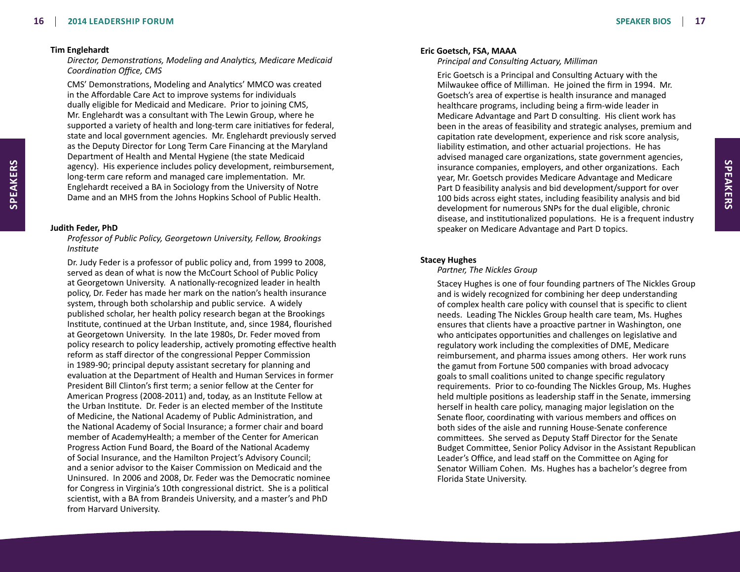**Tim Englehardt**

*Director, Demonstrations, Modeling and Analytics, Medicare Medicaid Coordination Office, CMS*

CMS' Demonstrations, Modeling and Analytics' MMCO was created in the Affordable Care Act to improve systems for individuals dually eligible for Medicaid and Medicare. Prior to joining CMS, Mr. Englehardt was a consultant with The Lewin Group, where he supported a variety of health and long-term care initiatives for federal, state and local government agencies. Mr. Englehardt previously served as the Deputy Director for Long Term Care Financing at the Maryland Department of Health and Mental Hygiene (the state Medicaid agency). His experience includes policy development, reimbursement, long-term care reform and managed care implementation. Mr. Englehardt received a BA in Sociology from the University of Notre Dame and an MHS from the Johns Hopkins School of Public Health.

**Judith Feder, PhD**

*Professor of Public Policy, Georgetown University, Fellow, Brookings Institute*

Dr. Judy Feder is a professor of public policy and, from 1999 to 2008, served as dean of what is now the McCourt School of Public Policy at Georgetown University. A nationally-recognized leader in health policy, Dr. Feder has made her mark on the nation's health insurance system, through both scholarship and public service. A widely published scholar, her health policy research began at the Brookings Institute, continued at the Urban Institute, and, since 1984, flourished at Georgetown University. In the late 1980s, Dr. Feder moved from policy research to policy leadership, actively promoting effective health reform as staff director of the congressional Pepper Commission in 1989-90; principal deputy assistant secretary for planning and evaluation at the Department of Health and Human Services in former President Bill Clinton's first term; a senior fellow at the Center for American Progress (2008-2011) and, today, as an Institute Fellow at the Urban Institute. Dr. Feder is an elected member of the Institute of Medicine, the National Academy of Public Administration, and the National Academy of Social Insurance; a former chair and board member of AcademyHealth; a member of the Center for American Progress Action Fund Board, the Board of the National Academy of Social Insurance, and the Hamilton Project's Advisory Council; and a senior advisor to the Kaiser Commission on Medicaid and the Uninsured. In 2006 and 2008, Dr. Feder was the Democratic nominee for Congress in Virginia's 10th congressional district. She is a political scientist, with a BA from Brandeis University, and a master's and PhD from Harvard University.

**Eric Goetsch, FSA, MAAA**

*Principal and Consulting Actuary, Milliman*

Eric Goetsch is a Principal and Consulting Actuary with the Milwaukee office of Milliman. He joined the firm in 1994. Mr. Goetsch's area of expertise is health insurance and managed healthcare programs, including being a firm-wide leader in Medicare Advantage and Part D consulting. His client work has been in the areas of feasibility and strategic analyses, premium and capitation rate development, experience and risk score analysis, liability estimation, and other actuarial projections. He has advised managed care organizations, state government agencies, insurance companies, employers, and other organizations. Each year, Mr. Goetsch provides Medicare Advantage and Medicare Part D feasibility analysis and bid development/support for over 100 bids across eight states, including feasibility analysis and bid development for numerous SNPs for the dual eligible, chronic disease, and institutionalized populations. He is a frequent industry speaker on Medicare Advantage and Part D topics.

**Stacey Hughes**

*Partner, The Nickles Group*

Stacey Hughes is one of four founding partners of The Nickles Group and is widely recognized for combining her deep understanding of complex health care policy with counsel that is specific to client needs. Leading The Nickles Group health care team, Ms. Hughes ensures that clients have a proactive partner in Washington, one who anticipates opportunities and challenges on legislative and regulatory work including the complexities of DME, Medicare reimbursement, and pharma issues among others. Her work runs the gamut from Fortune 500 companies with broad advocacy goals to small coalitions united to change specific regulatory requirements. Prior to co-founding The Nickles Group, Ms. Hughes held multiple positions as leadership staff in the Senate, immersing herself in health care policy, managing major legislation on the Senate floor, coordinating with various members and offices on both sides of the aisle and running House-Senate conference committees. She served as Deputy Staff Director for the Senate Budget Committee, Senior Policy Advisor in the Assistant Republican Leader's Office, and lead staff on the Committee on Aging for Senator William Cohen. Ms. Hughes has a bachelor's degree from Florida State University.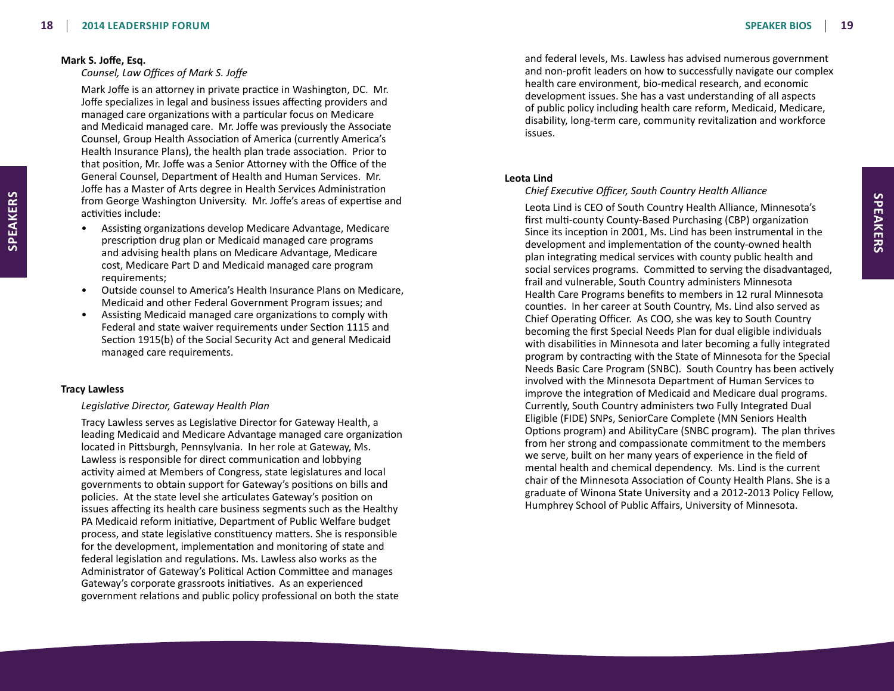**Mark S. Joffe, Esq.**

*Counsel, Law Offices of Mark S. Joffe*

Mark Joffe is an attorney in private practice in Washington, DC. Mr. Joffe specializes in legal and business issues affecting providers and managed care organizations with a particular focus on Medicare and Medicaid managed care. Mr. Joffe was previously the Associate Counsel, Group Health Association of America (currently America's Health Insurance Plans), the health plan trade association. Prior to that position, Mr. Joffe was a Senior Attorney with the Office of the General Counsel, Department of Health and Human Services. Mr. Joffe has a Master of Arts degree in Health Services Administration from George Washington University. Mr. Joffe's areas of expertise and activities include:

- Assisting organizations develop Medicare Advantage, Medicare prescription drug plan or Medicaid managed care programs and advising health plans on Medicare Advantage, Medicare cost, Medicare Part D and Medicaid managed care program requirements;
- Outside counsel to America's Health Insurance Plans on Medicare, Medicaid and other Federal Government Program issues; and
- Assisting Medicaid managed care organizations to comply with Federal and state waiver requirements under Section 1115 and Section 1915(b) of the Social Security Act and general Medicaid managed care requirements.

**Tracy Lawless**

*Legislative Director, Gateway Health Plan*

Tracy Lawless serves as Legislative Director for Gateway Health, a leading Medicaid and Medicare Advantage managed care organization located in Pittsburgh, Pennsylvania. In her role at Gateway, Ms. Lawless is responsible for direct communication and lobbying activity aimed at Members of Congress, state legislatures and local governments to obtain support for Gateway's positions on bills and policies. At the state level she articulates Gateway's position on issues affecting its health care business segments such as the Healthy PA Medicaid reform initiative, Department of Public Welfare budget process, and state legislative constituency matters. She is responsible for the development, implementation and monitoring of state and federal legislation and regulations. Ms. Lawless also works as the Administrator of Gateway's Political Action Committee and manages Gateway's corporate grassroots initiatives. As an experienced government relations and public policy professional on both the state and federal levels, Ms. Lawless has advised numerous government and non-profit leaders on how to successfully navigate our complex health care environment, bio-medical research, and economic development issues. She has a vast understanding of all aspects of public policy including health care reform, Medicaid, Medicare, disability, long-term care, community revitalization and workforce issues.

**Leota Lind**

*Chief Executive Officer, South Country Health Alliance*

Leota Lind is CEO of South Country Health Alliance, Minnesota's first multi-county County-Based Purchasing (CBP) organization Since its inception in 2001, Ms. Lind has been instrumental in the development and implementation of the county-owned health plan integrating medical services with county public health and social services programs. Committed to serving the disadvantaged, frail and vulnerable, South Country administers Minnesota Health Care Programs benefits to members in 12 rural Minnesota counties. In her career at South Country, Ms. Lind also served as Chief Operating Officer. As COO, she was key to South Country becoming the first Special Needs Plan for dual eligible individuals with disabilities in Minnesota and later becoming a fully integrated program by contracting with the State of Minnesota for the Special Needs Basic Care Program (SNBC). South Country has been actively involved with the Minnesota Department of Human Services to improve the integration of Medicaid and Medicare dual programs. Currently, South Country administers two Fully Integrated Dual Eligible (FIDE) SNPs, SeniorCare Complete (MN Seniors Health Options program) and AbilityCare (SNBC program). The plan thrives from her strong and compassionate commitment to the members we serve, built on her many years of experience in the field of mental health and chemical dependency. Ms. Lind is the current chair of the Minnesota Association of County Health Plans. She is a graduate of Winona State University and a 2012-2013 Policy Fellow, Humphrey School of Public Affairs, University of Minnesota.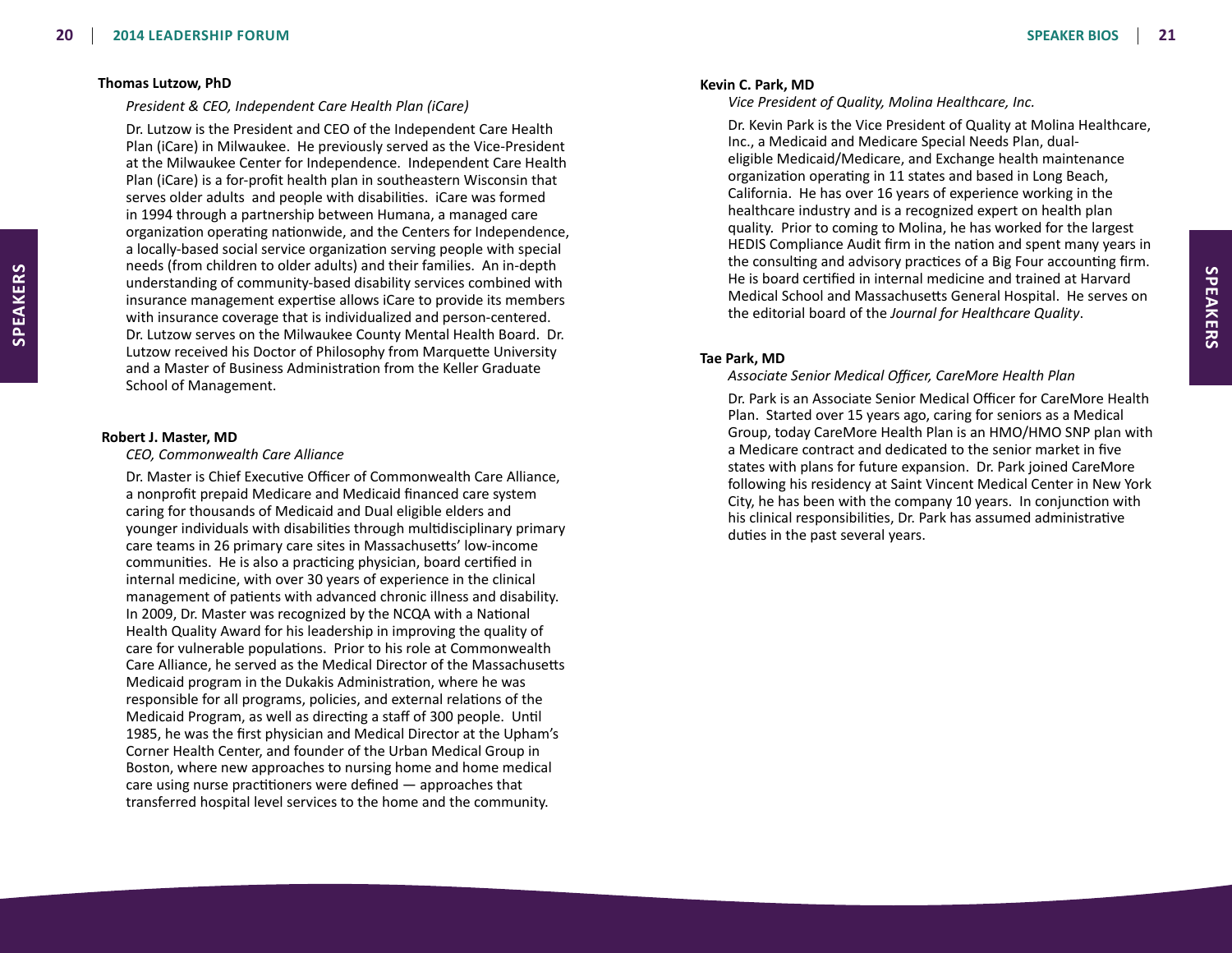**Thomas Lutzow, PhD**

*President & CEO, Independent Care Health Plan (iCare)*

Dr. Lutzow is the President and CEO of the Independent Care Health Plan (iCare) in Milwaukee. He previously served as the Vice-President at the Milwaukee Center for Independence. Independent Care Health Plan (iCare) is a for-profit health plan in southeastern Wisconsin that serves older adults and people with disabilities. iCare was formed in 1994 through a partnership between Humana, a managed care organization operating nationwide, and the Centers for Independence, a locally-based social service organization serving people with special needs (from children to older adults) and their families. An in-depth understanding of community-based disability services combined with insurance management expertise allows iCare to provide its members with insurance coverage that is individualized and person-centered. Dr. Lutzow serves on the Milwaukee County Mental Health Board. Dr. Lutzow received his Doctor of Philosophy from Marquette University and a Master of Business Administration from the Keller Graduate School of Management.

**Robert J. Master, MD**

*CEO, Commonwealth Care Alliance*

Dr. Master is Chief Executive Officer of Commonwealth Care Alliance, a nonprofit prepaid Medicare and Medicaid financed care system caring for thousands of Medicaid and Dual eligible elders and younger individuals with disabilities through multidisciplinary primary care teams in 26 primary care sites in Massachusetts' low-income communities. He is also a practicing physician, board certified in internal medicine, with over 30 years of experience in the clinical management of patients with advanced chronic illness and disability. In 2009, Dr. Master was recognized by the NCQA with a National Health Quality Award for his leadership in improving the quality of care for vulnerable populations. Prior to his role at Commonwealth Care Alliance, he served as the Medical Director of the Massachusetts Medicaid program in the Dukakis Administration, where he was responsible for all programs, policies, and external relations of the Medicaid Program, as well as directing a staff of 300 people. Until 1985, he was the first physician and Medical Director at the Upham's Corner Health Center, and founder of the Urban Medical Group in Boston, where new approaches to nursing home and home medical care using nurse practitioners were defined — approaches that transferred hospital level services to the home and the community.

**Kevin C. Park, MD**

*Vice President of Quality, Molina Healthcare, Inc.*

Dr. Kevin Park is the Vice President of Quality at Molina Healthcare, Inc., a Medicaid and Medicare Special Needs Plan, dual-eligible Medicaid/Medicare, and Exchange health maintenance organization operating in 11 states and based in Long Beach, California. He has over 16 years of experience working in the healthcare industry and is a recognized expert on health plan quality. Prior to coming to Molina, he has worked for the largest HEDIS Compliance Audit firm in the nation and spent many years in the consulting and advisory practices of a Big Four accounting firm. He is board certified in internal medicine and trained at Harvard Medical School and Massachusetts General Hospital. He serves on the editorial board of the *Journal for Healthcare Quality*.

**Tae Park, MD**

*Associate Senior Medical Officer, CareMore Health Plan*

Dr. Park is an Associate Senior Medical Officer for CareMore Health Plan. Started over 15 years ago, caring for seniors as a Medical Group, today CareMore Health Plan is an HMO/HMO SNP plan with a Medicare contract and dedicated to the senior market in five states with plans for future expansion. Dr. Park joined CareMore following his residency at Saint Vincent Medical Center in New York City, he has been with the company 10 years. In conjunction with his clinical responsibilities, Dr. Park has assumed administrative duties in the past several years.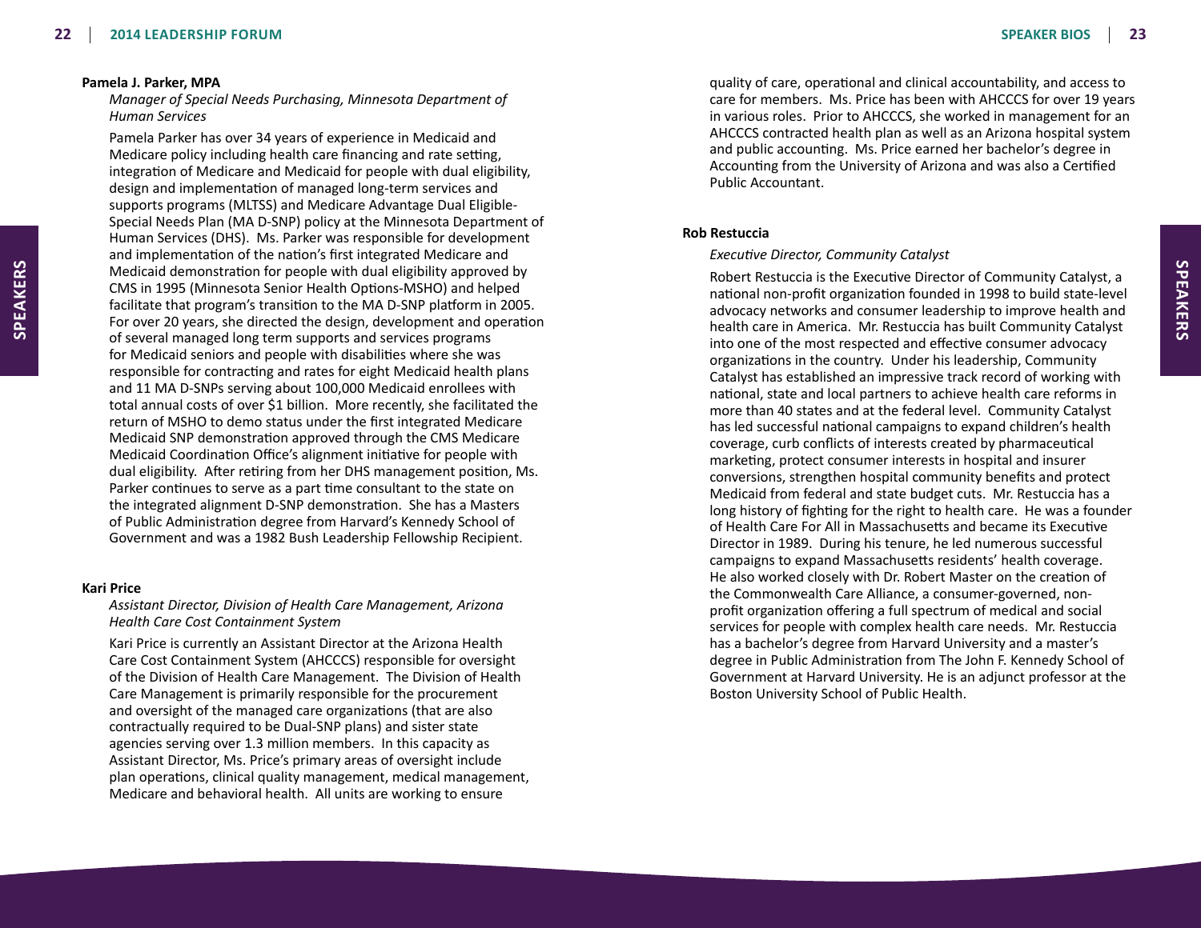**Pamela J. Parker, MPA**

*Manager of Special Needs Purchasing, Minnesota Department of Human Services*

Pamela Parker has over 34 years of experience in Medicaid and Medicare policy including health care financing and rate setting, integration of Medicare and Medicaid for people with dual eligibility, design and implementation of managed long-term services and supports programs (MLTSS) and Medicare Advantage Dual Eligible-Special Needs Plan (MA D-SNP) policy at the Minnesota Department of Human Services (DHS). Ms. Parker was responsible for development and implementation of the nation's first integrated Medicare and Medicaid demonstration for people with dual eligibility approved by CMS in 1995 (Minnesota Senior Health Options-MSHO) and helped facilitate that program's transition to the MA D-SNP platform in 2005. For over 20 years, she directed the design, development and operation of several managed long term supports and services programs for Medicaid seniors and people with disabilities where she was responsible for contracting and rates for eight Medicaid health plans and 11 MA D-SNPs serving about 100,000 Medicaid enrollees with total annual costs of over $1 billion. More recently, she facilitated the return of MSHO to demo status under the first integrated Medicare Medicaid SNP demonstration approved through the CMS Medicare Medicaid Coordination Office's alignment initiative for people with dual eligibility. After retiring from her DHS management position, Ms. Parker continues to serve as a part time consultant to the state on the integrated alignment D-SNP demonstration. She has a Masters of Public Administration degree from Harvard's Kennedy School of Government and was a 1982 Bush Leadership Fellowship Recipient.

**Kari Price**

*Assistant Director, Division of Health Care Management, Arizona Health Care Cost Containment System*

Kari Price is currently an Assistant Director at the Arizona Health Care Cost Containment System (AHCCCS) responsible for oversight of the Division of Health Care Management. The Division of Health Care Management is primarily responsible for the procurement and oversight of the managed care organizations (that are also contractually required to be Dual-SNP plans) and sister state agencies serving over 1.3 million members. In this capacity as Assistant Director, Ms. Price's primary areas of oversight include plan operations, clinical quality management, medical management, Medicare and behavioral health. All units are working to ensure quality of care, operational and clinical accountability, and access to care for members. Ms. Price has been with AHCCCS for over 19 years in various roles. Prior to AHCCCS, she worked in management for an AHCCCS contracted health plan as well as an Arizona hospital system and public accounting. Ms. Price earned her bachelor's degree in Accounting from the University of Arizona and was also a Certified Public Accountant.

**Rob Restuccia**

*Executive Director, Community Catalyst*

Robert Restuccia is the Executive Director of Community Catalyst, a national non-profit organization founded in 1998 to build state-level advocacy networks and consumer leadership to improve health and health care in America. Mr. Restuccia has built Community Catalyst into one of the most respected and effective consumer advocacy organizations in the country. Under his leadership, Community Catalyst has established an impressive track record of working with national, state and local partners to achieve health care reforms in more than 40 states and at the federal level. Community Catalyst has led successful national campaigns to expand children's health coverage, curb conflicts of interests created by pharmaceutical marketing, protect consumer interests in hospital and insurer conversions, strengthen hospital community benefits and protect Medicaid from federal and state budget cuts. Mr. Restuccia has a long history of fighting for the right to health care. He was a founder of Health Care For All in Massachusetts and became its Executive Director in 1989. During his tenure, he led numerous successful campaigns to expand Massachusetts residents' health coverage. He also worked closely with Dr. Robert Master on the creation of the Commonwealth Care Alliance, a consumer-governed, non-profit organization offering a full spectrum of medical and social services for people with complex health care needs. Mr. Restuccia has a bachelor's degree from Harvard University and a master's degree in Public Administration from The John F. Kennedy School of Government at Harvard University. He is an adjunct professor at the Boston University School of Public Health.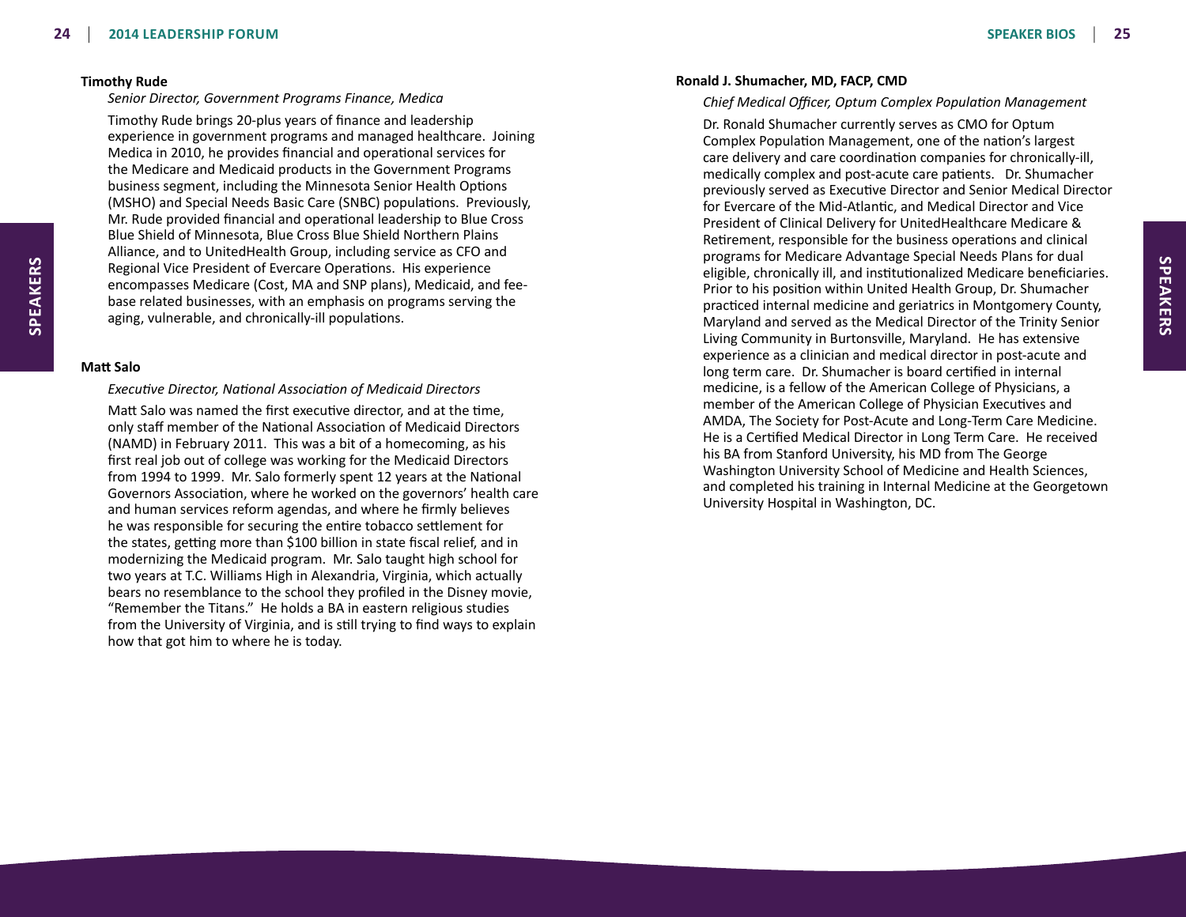**Timothy Rude**

*Senior Director, Government Programs Finance, Medica*

Timothy Rude brings 20-plus years of finance and leadership experience in government programs and managed healthcare. Joining Medica in 2010, he provides financial and operational services for the Medicare and Medicaid products in the Government Programs business segment, including the Minnesota Senior Health Options (MSHO) and Special Needs Basic Care (SNBC) populations. Previously, Mr. Rude provided financial and operational leadership to Blue Cross Blue Shield of Minnesota, Blue Cross Blue Shield Northern Plains Alliance, and to UnitedHealth Group, including service as CFO and Regional Vice President of Evercare Operations. His experience encompasses Medicare (Cost, MA and SNP plans), Medicaid, and fee-base related businesses, with an emphasis on programs serving the aging, vulnerable, and chronically-ill populations.

**Matt Salo**

*Executive Director, National Association of Medicaid Directors*

Matt Salo was named the first executive director, and at the time, only staff member of the National Association of Medicaid Directors (NAMD) in February 2011. This was a bit of a homecoming, as his first real job out of college was working for the Medicaid Directors from 1994 to 1999. Mr. Salo formerly spent 12 years at the National Governors Association, where he worked on the governors' health care and human services reform agendas, and where he firmly believes he was responsible for securing the entire tobacco settlement for the states, getting more than $100 billion in state fiscal relief, and in modernizing the Medicaid program. Mr. Salo taught high school for two years at T.C. Williams High in Alexandria, Virginia, which actually bears no resemblance to the school they profiled in the Disney movie, "Remember the Titans." He holds a BA in eastern religious studies from the University of Virginia, and is still trying to find ways to explain how that got him to where he is today.

**Ronald J. Shumacher, MD, FACP, CMD**

*Chief Medical Officer, Optum Complex Population Management*

Dr. Ronald Shumacher currently serves as CMO for Optum Complex Population Management, one of the nation's largest care delivery and care coordination companies for chronically-ill, medically complex and post-acute care patients. Dr. Shumacher previously served as Executive Director and Senior Medical Director for Evercare of the Mid-Atlantic, and Medical Director and Vice President of Clinical Delivery for UnitedHealthcare Medicare & Retirement, responsible for the business operations and clinical programs for Medicare Advantage Special Needs Plans for dual eligible, chronically ill, and institutionalized Medicare beneficiaries. Prior to his position within United Health Group, Dr. Shumacher practiced internal medicine and geriatrics in Montgomery County, Maryland and served as the Medical Director of the Trinity Senior Living Community in Burtonsville, Maryland. He has extensive experience as a clinician and medical director in post-acute and long term care. Dr. Shumacher is board certified in internal medicine, is a fellow of the American College of Physicians, a member of the American College of Physician Executives and AMDA, The Society for Post-Acute and Long-Term Care Medicine. He is a Certified Medical Director in Long Term Care. He received his BA from Stanford University, his MD from The George Washington University School of Medicine and Health Sciences, and completed his training in Internal Medicine at the Georgetown University Hospital in Washington, DC.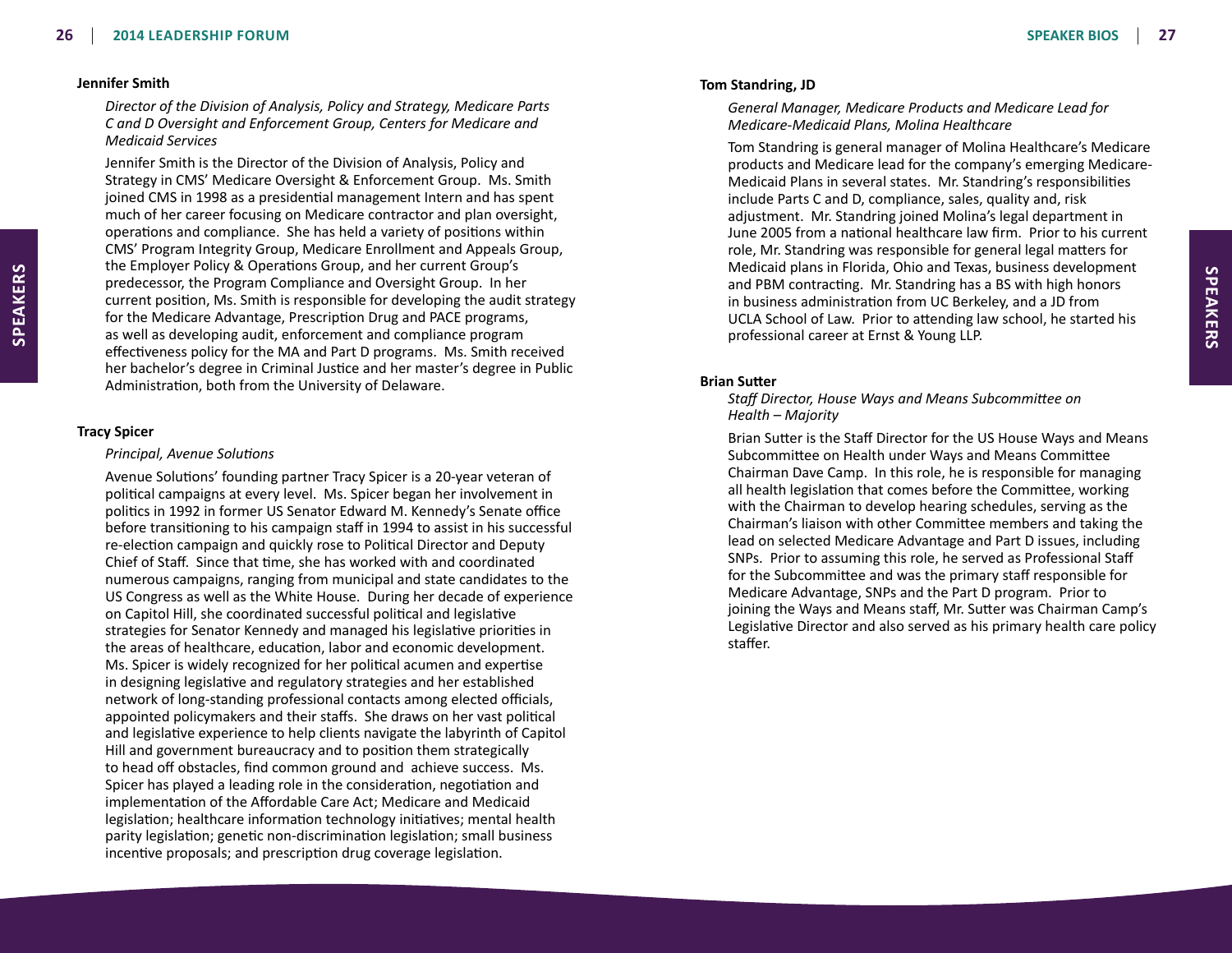**Jennifer Smith**

*Director of the Division of Analysis, Policy and Strategy, Medicare Parts C and D Oversight and Enforcement Group, Centers for Medicare and Medicaid Services*

Jennifer Smith is the Director of the Division of Analysis, Policy and Strategy in CMS' Medicare Oversight & Enforcement Group. Ms. Smith joined CMS in 1998 as a presidential management Intern and has spent much of her career focusing on Medicare contractor and plan oversight, operations and compliance. She has held a variety of positions within CMS' Program Integrity Group, Medicare Enrollment and Appeals Group, the Employer Policy & Operations Group, and her current Group's predecessor, the Program Compliance and Oversight Group. In her current position, Ms. Smith is responsible for developing the audit strategy for the Medicare Advantage, Prescription Drug and PACE programs, as well as developing audit, enforcement and compliance program effectiveness policy for the MA and Part D programs. Ms. Smith received her bachelor's degree in Criminal Justice and her master's degree in Public Administration, both from the University of Delaware.

**Tracy Spicer**

*Principal, Avenue Solutions*

Avenue Solutions' founding partner Tracy Spicer is a 20-year veteran of political campaigns at every level. Ms. Spicer began her involvement in politics in 1992 in former US Senator Edward M. Kennedy's Senate office before transitioning to his campaign staff in 1994 to assist in his successful re-election campaign and quickly rose to Political Director and Deputy Chief of Staff. Since that time, she has worked with and coordinated numerous campaigns, ranging from municipal and state candidates to the US Congress as well as the White House. During her decade of experience on Capitol Hill, she coordinated successful political and legislative strategies for Senator Kennedy and managed his legislative priorities in the areas of healthcare, education, labor and economic development. Ms. Spicer is widely recognized for her political acumen and expertise in designing legislative and regulatory strategies and her established network of long-standing professional contacts among elected officials, appointed policymakers and their staffs. She draws on her vast political and legislative experience to help clients navigate the labyrinth of Capitol Hill and government bureaucracy and to position them strategically to head off obstacles, find common ground and achieve success. Ms. Spicer has played a leading role in the consideration, negotiation and implementation of the Affordable Care Act; Medicare and Medicaid legislation; healthcare information technology initiatives; mental health parity legislation; genetic non-discrimination legislation; small business incentive proposals; and prescription drug coverage legislation.

**Tom Standring, JD**

*General Manager, Medicare Products and Medicare Lead for Medicare-Medicaid Plans, Molina Healthcare*

Tom Standring is general manager of Molina Healthcare's Medicare products and Medicare lead for the company's emerging Medicare-Medicaid Plans in several states. Mr. Standring's responsibilities include Parts C and D, compliance, sales, quality and, risk adjustment. Mr. Standring joined Molina's legal department in June 2005 from a national healthcare law firm. Prior to his current role, Mr. Standring was responsible for general legal matters for Medicaid plans in Florida, Ohio and Texas, business development and PBM contracting. Mr. Standring has a BS with high honors in business administration from UC Berkeley, and a JD from UCLA School of Law. Prior to attending law school, he started his professional career at Ernst & Young LLP.

**Brian Sutter**

*Staff Director, House Ways and Means Subcommittee on Health – Majority*

Brian Sutter is the Staff Director for the US House Ways and Means Subcommittee on Health under Ways and Means Committee Chairman Dave Camp. In this role, he is responsible for managing all health legislation that comes before the Committee, working with the Chairman to develop hearing schedules, serving as the Chairman's liaison with other Committee members and taking the lead on selected Medicare Advantage and Part D issues, including SNPs. Prior to assuming this role, he served as Professional Staff for the Subcommittee and was the primary staff responsible for Medicare Advantage, SNPs and the Part D program. Prior to joining the Ways and Means staff, Mr. Sutter was Chairman Camp's Legislative Director and also served as his primary health care policy staffer.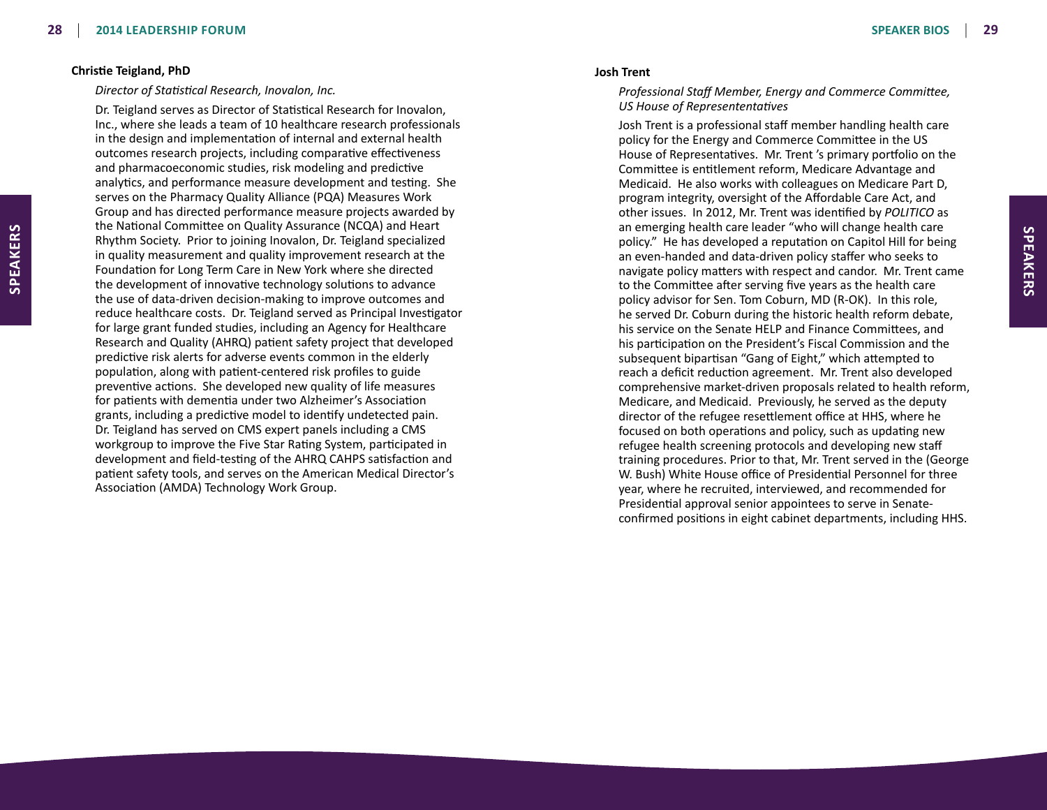**Christie Teigland, PhD**

*Director of Statistical Research, Inovalon, Inc.*

Dr. Teigland serves as Director of Statistical Research for Inovalon, Inc., where she leads a team of 10 healthcare research professionals in the design and implementation of internal and external health outcomes research projects, including comparative effectiveness and pharmacoeconomic studies, risk modeling and predictive analytics, and performance measure development and testing. She serves on the Pharmacy Quality Alliance (PQA) Measures Work Group and has directed performance measure projects awarded by the National Committee on Quality Assurance (NCQA) and Heart Rhythm Society. Prior to joining Inovalon, Dr. Teigland specialized in quality measurement and quality improvement research at the Foundation for Long Term Care in New York where she directed the development of innovative technology solutions to advance the use of data-driven decision-making to improve outcomes and reduce healthcare costs. Dr. Teigland served as Principal Investigator for large grant funded studies, including an Agency for Healthcare Research and Quality (AHRQ) patient safety project that developed predictive risk alerts for adverse events common in the elderly population, along with patient-centered risk profiles to guide preventive actions. She developed new quality of life measures for patients with dementia under two Alzheimer's Association grants, including a predictive model to identify undetected pain. Dr. Teigland has served on CMS expert panels including a CMS workgroup to improve the Five Star Rating System, participated in development and field-testing of the AHRQ CAHPS satisfaction and patient safety tools, and serves on the American Medical Director's Association (AMDA) Technology Work Group.

**Josh Trent**

*Professional Staff Member, Energy and Commerce Committee, US House of Represententatives*

Josh Trent is a professional staff member handling health care policy for the Energy and Commerce Committee in the US House of Representatives. Mr. Trent 's primary portfolio on the Committee is entitlement reform, Medicare Advantage and Medicaid. He also works with colleagues on Medicare Part D, program integrity, oversight of the Affordable Care Act, and other issues. In 2012, Mr. Trent was identified by *POLITICO* as an emerging health care leader "who will change health care policy." He has developed a reputation on Capitol Hill for being an even-handed and data-driven policy staffer who seeks to navigate policy matters with respect and candor. Mr. Trent came to the Committee after serving five years as the health care policy advisor for Sen. Tom Coburn, MD (R-OK). In this role, he served Dr. Coburn during the historic health reform debate, his service on the Senate HELP and Finance Committees, and his participation on the President's Fiscal Commission and the subsequent bipartisan "Gang of Eight," which attempted to reach a deficit reduction agreement. Mr. Trent also developed comprehensive market-driven proposals related to health reform, Medicare, and Medicaid. Previously, he served as the deputy director of the refugee resettlement office at HHS, where he focused on both operations and policy, such as updating new refugee health screening protocols and developing new staff training procedures. Prior to that, Mr. Trent served in the (George W. Bush) White House office of Presidential Personnel for three year, where he recruited, interviewed, and recommended for Presidential approval senior appointees to serve in Senate-confirmed positions in eight cabinet departments, including HHS.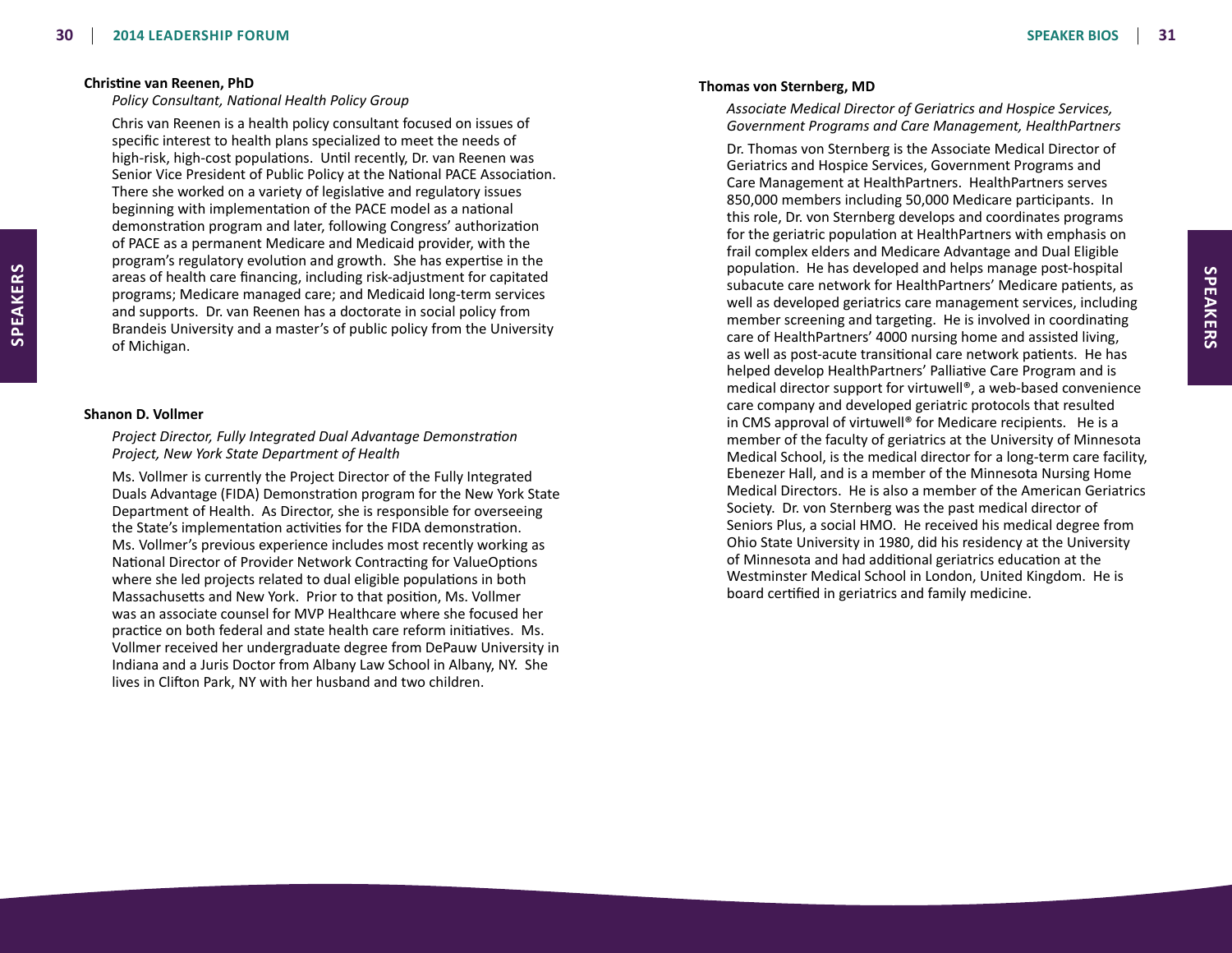**Christine van Reenen, PhD**

*Policy Consultant, National Health Policy Group*

Chris van Reenen is a health policy consultant focused on issues of specific interest to health plans specialized to meet the needs of high-risk, high-cost populations. Until recently, Dr. van Reenen was Senior Vice President of Public Policy at the National PACE Association. There she worked on a variety of legislative and regulatory issues beginning with implementation of the PACE model as a national demonstration program and later, following Congress' authorization of PACE as a permanent Medicare and Medicaid provider, with the program's regulatory evolution and growth. She has expertise in the areas of health care financing, including risk-adjustment for capitated programs; Medicare managed care; and Medicaid long-term services and supports. Dr. van Reenen has a doctorate in social policy from Brandeis University and a master's of public policy from the University of Michigan.

**Shanon D. Vollmer**

*Project Director, Fully Integrated Dual Advantage Demonstration Project, New York State Department of Health*

Ms. Vollmer is currently the Project Director of the Fully Integrated Duals Advantage (FIDA) Demonstration program for the New York State Department of Health. As Director, she is responsible for overseeing the State's implementation activities for the FIDA demonstration. Ms. Vollmer's previous experience includes most recently working as National Director of Provider Network Contracting for ValueOptions where she led projects related to dual eligible populations in both Massachusetts and New York. Prior to that position, Ms. Vollmer was an associate counsel for MVP Healthcare where she focused her practice on both federal and state health care reform initiatives. Ms. Vollmer received her undergraduate degree from DePauw University in Indiana and a Juris Doctor from Albany Law School in Albany, NY. She lives in Clifton Park, NY with her husband and two children.

**Thomas von Sternberg, MD**

*Associate Medical Director of Geriatrics and Hospice Services, Government Programs and Care Management, HealthPartners*

Dr. Thomas von Sternberg is the Associate Medical Director of Geriatrics and Hospice Services, Government Programs and Care Management at HealthPartners. HealthPartners serves 850,000 members including 50,000 Medicare participants. In this role, Dr. von Sternberg develops and coordinates programs for the geriatric population at HealthPartners with emphasis on frail complex elders and Medicare Advantage and Dual Eligible population. He has developed and helps manage post-hospital subacute care network for HealthPartners' Medicare patients, as well as developed geriatrics care management services, including member screening and targeting. He is involved in coordinating care of HealthPartners' 4000 nursing home and assisted living, as well as post-acute transitional care network patients. He has helped develop HealthPartners' Palliative Care Program and is medical director support for virtuwell®, a web-based convenience care company and developed geriatric protocols that resulted in CMS approval of virtuwell® for Medicare recipients. He is a member of the faculty of geriatrics at the University of Minnesota Medical School, is the medical director for a long-term care facility, Ebenezer Hall, and is a member of the Minnesota Nursing Home Medical Directors. He is also a member of the American Geriatrics Society. Dr. von Sternberg was the past medical director of Seniors Plus, a social HMO. He received his medical degree from Ohio State University in 1980, did his residency at the University of Minnesota and had additional geriatrics education at the Westminster Medical School in London, United Kingdom. He is board certified in geriatrics and family medicine.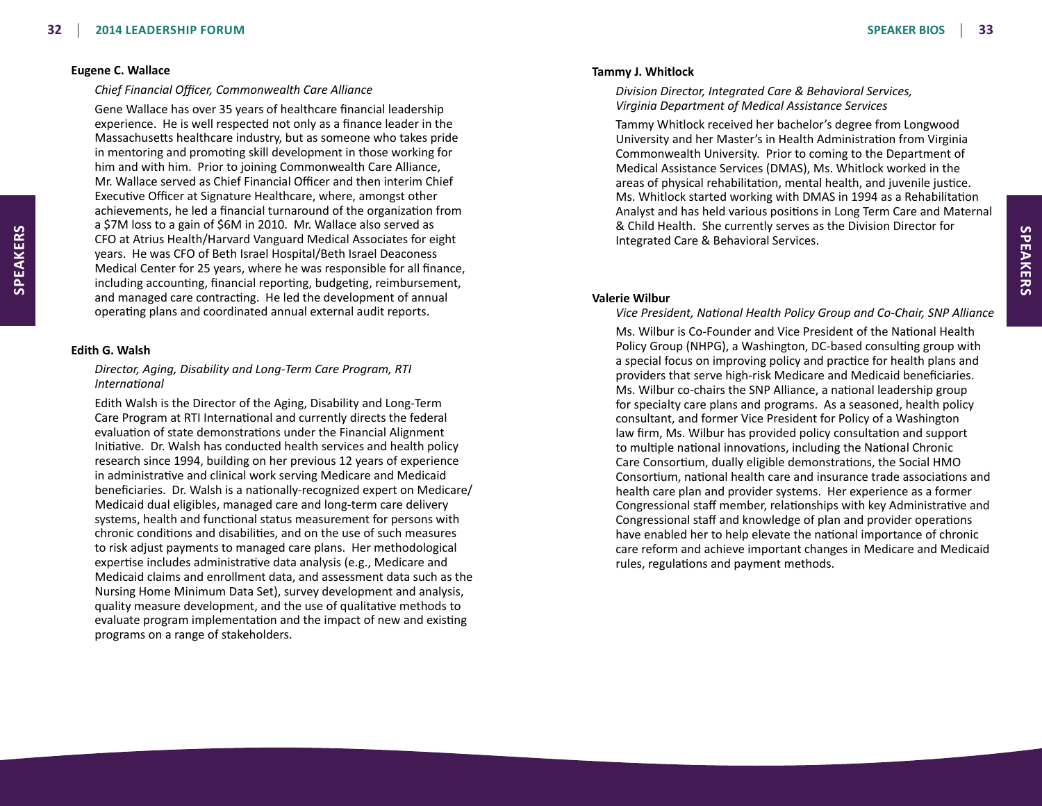### Eugene C. Wallace

*Chief Financial Officer, Commonwealth Care Alliance*

Gene Wallace has over 35 years of healthcare financial leadership experience. He is well respected not only as a finance leader in the Massachusetts healthcare industry, but as someone who takes pride in mentoring and promoting skill development in those working for him and with him. Prior to joining Commonwealth Care Alliance, Mr. Wallace served as Chief Financial Officer and then interim Chief Executive Officer at Signature Healthcare, where, amongst other achievements, he led a financial turnaround of the organization from a $7M loss to a gain of $6M in 2010. Mr. Wallace also served as CFO at Atrius Health/Harvard Vanguard Medical Associates for eight years. He was CFO of Beth Israel Hospital/Beth Israel Deaconess Medical Center for 25 years, where he was responsible for all finance, including accounting, financial reporting, budgeting, reimbursement, and managed care contracting. He led the development of annual operating plans and coordinated annual external audit reports.

### Edith G. Walsh

*Director, Aging, Disability and Long-Term Care Program, RTI International*

Edith Walsh is the Director of the Aging, Disability and Long-Term Care Program at RTI International and currently directs the federal evaluation of state demonstrations under the Financial Alignment Initiative. Dr. Walsh has conducted health services and health policy research since 1994, building on her previous 12 years of experience in administrative and clinical work serving Medicare and Medicaid beneficiaries. Dr. Walsh is a nationally-recognized expert on Medicare/Medicaid dual eligibles, managed care and long-term care delivery systems, health and functional status measurement for persons with chronic conditions and disabilities, and on the use of such measures to risk adjust payments to managed care plans. Her methodological expertise includes administrative data analysis (e.g., Medicare and Medicaid claims and enrollment data, and assessment data such as the Nursing Home Minimum Data Set), survey development and analysis, quality measure development, and the use of qualitative methods to evaluate program implementation and the impact of new and existing programs on a range of stakeholders.

### Tammy J. Whitlock

*Division Director, Integrated Care & Behavioral Services, Virginia Department of Medical Assistance Services*

Tammy Whitlock received her bachelor's degree from Longwood University and her Master's in Health Administration from Virginia Commonwealth University. Prior to coming to the Department of Medical Assistance Services (DMAS), Ms. Whitlock worked in the areas of physical rehabilitation, mental health, and juvenile justice. Ms. Whitlock started working with DMAS in 1994 as a Rehabilitation Analyst and has held various positions in Long Term Care and Maternal & Child Health. She currently serves as the Division Director for Integrated Care & Behavioral Services.

### Valerie Wilbur

*Vice President, National Health Policy Group and Co-Chair, SNP Alliance*

Ms. Wilbur is Co-Founder and Vice President of the National Health Policy Group (NHPG), a Washington, DC-based consulting group with a special focus on improving policy and practice for health plans and providers that serve high-risk Medicare and Medicaid beneficiaries. Ms. Wilbur co-chairs the SNP Alliance, a national leadership group for specialty care plans and programs. As a seasoned, health policy consultant, and former Vice President for Policy of a Washington law firm, Ms. Wilbur has provided policy consultation and support to multiple national innovations, including the National Chronic Care Consortium, dually eligible demonstrations, the Social HMO Consortium, national health care and insurance trade associations and health care plan and provider systems. Her experience as a former Congressional staff member, relationships with key Administrative and Congressional staff and knowledge of plan and provider operations have enabled her to help elevate the national importance of chronic care reform and achieve important changes in Medicare and Medicaid rules, regulations and payment methods.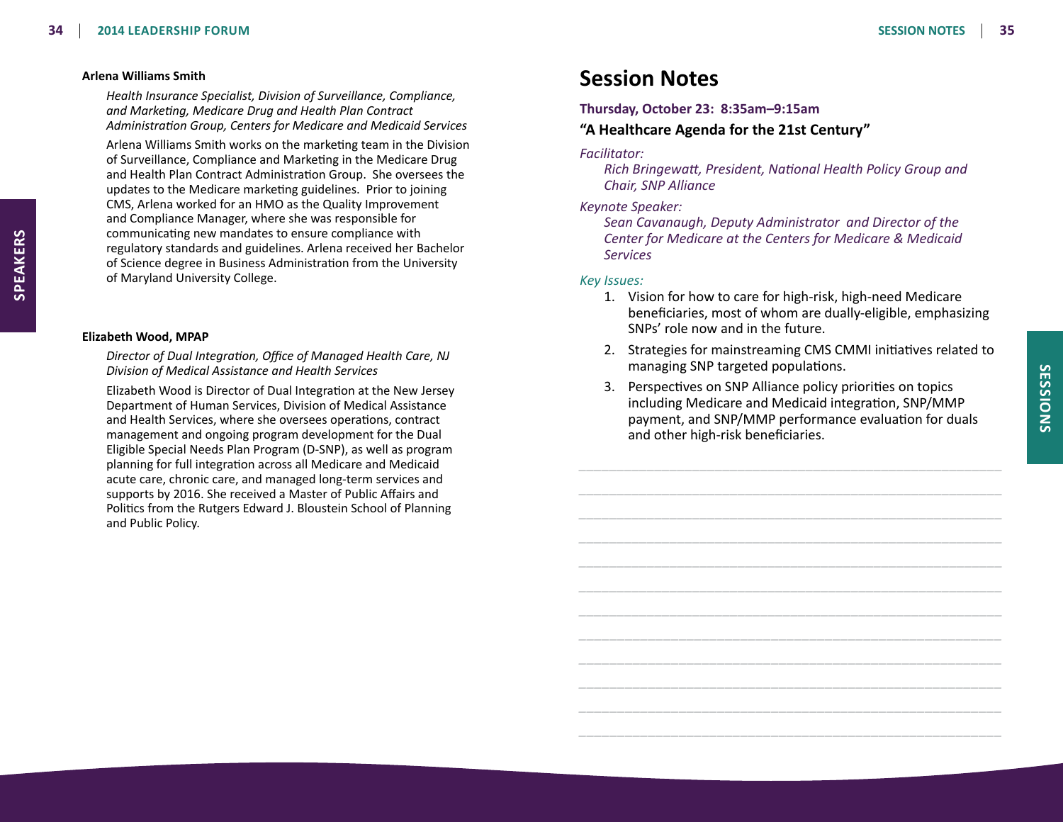**Arlena Williams Smith**

*Health Insurance Specialist, Division of Surveillance, Compliance, and Marketing, Medicare Drug and Health Plan Contract Administration Group, Centers for Medicare and Medicaid Services*

Arlena Williams Smith works on the marketing team in the Division of Surveillance, Compliance and Marketing in the Medicare Drug and Health Plan Contract Administration Group. She oversees the updates to the Medicare marketing guidelines. Prior to joining CMS, Arlena worked for an HMO as the Quality Improvement and Compliance Manager, where she was responsible for communicating new mandates to ensure compliance with regulatory standards and guidelines. Arlena received her Bachelor of Science degree in Business Administration from the University of Maryland University College.

**Elizabeth Wood, MPAP**

*Director of Dual Integration, Office of Managed Health Care, NJ Division of Medical Assistance and Health Services*

Elizabeth Wood is Director of Dual Integration at the New Jersey Department of Human Services, Division of Medical Assistance and Health Services, where she oversees operations, contract management and ongoing program development for the Dual Eligible Special Needs Plan Program (D-SNP), as well as program planning for full integration across all Medicare and Medicaid acute care, chronic care, and managed long-term services and supports by 2016. She received a Master of Public Affairs and Politics from the Rutgers Edward J. Bloustein School of Planning and Public Policy.

# Session Notes

**Thursday, October 23: 8:35am–9:15am**

**"A Healthcare Agenda for the 21st Century"**

*Facilitator:*

*Rich Bringewatt, President, National Health Policy Group and Chair, SNP Alliance*

*Keynote Speaker:*

*Sean Cavanaugh, Deputy Administrator and Director of the Center for Medicare at the Centers for Medicare & Medicaid Services*

*Key Issues:*

1. Vision for how to care for high-risk, high-need Medicare beneficiaries, most of whom are dually-eligible, emphasizing SNPs' role now and in the future.
2. Strategies for mainstreaming CMS CMMI initiatives related to managing SNP targeted populations.
3. Perspectives on SNP Alliance policy priorities on topics including Medicare and Medicaid integration, SNP/MMP payment, and SNP/MMP performance evaluation for duals and other high-risk beneficiaries.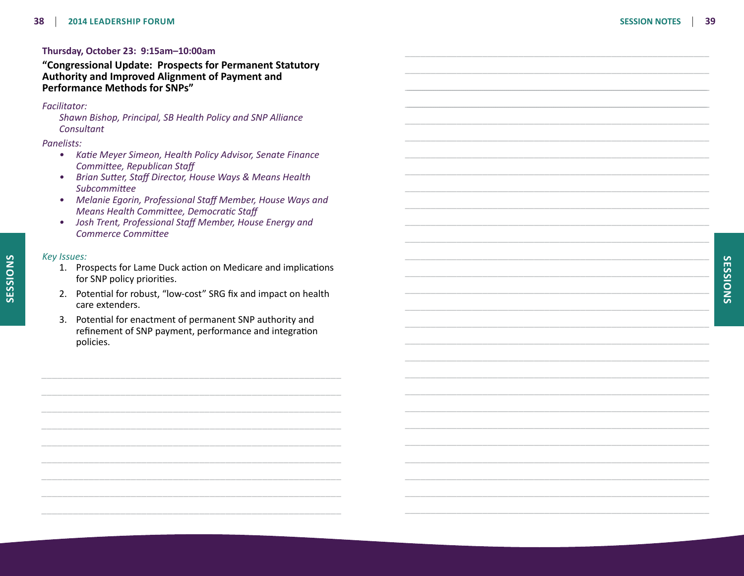**Thursday, October 23: 9:15am–10:00am**

## "Congressional Update: Prospects for Permanent Statutory Authority and Improved Alignment of Payment and Performance Methods for SNPs"

*Facilitator:*

*Shawn Bishop, Principal, SB Health Policy and SNP Alliance Consultant*

*Panelists:*

- *Katie Meyer Simeon, Health Policy Advisor, Senate Finance Committee, Republican Staff*
- *Brian Sutter, Staff Director, House Ways & Means Health Subcommittee*
- *Melanie Egorin, Professional Staff Member, House Ways and Means Health Committee, Democratic Staff*
- *Josh Trent, Professional Staff Member, House Energy and Commerce Committee*

*Key Issues:*

1. Prospects for Lame Duck action on Medicare and implications for SNP policy priorities.
2. Potential for robust, "low-cost" SRG fix and impact on health care extenders.
3. Potential for enactment of permanent SNP authority and refinement of SNP payment, performance and integration policies.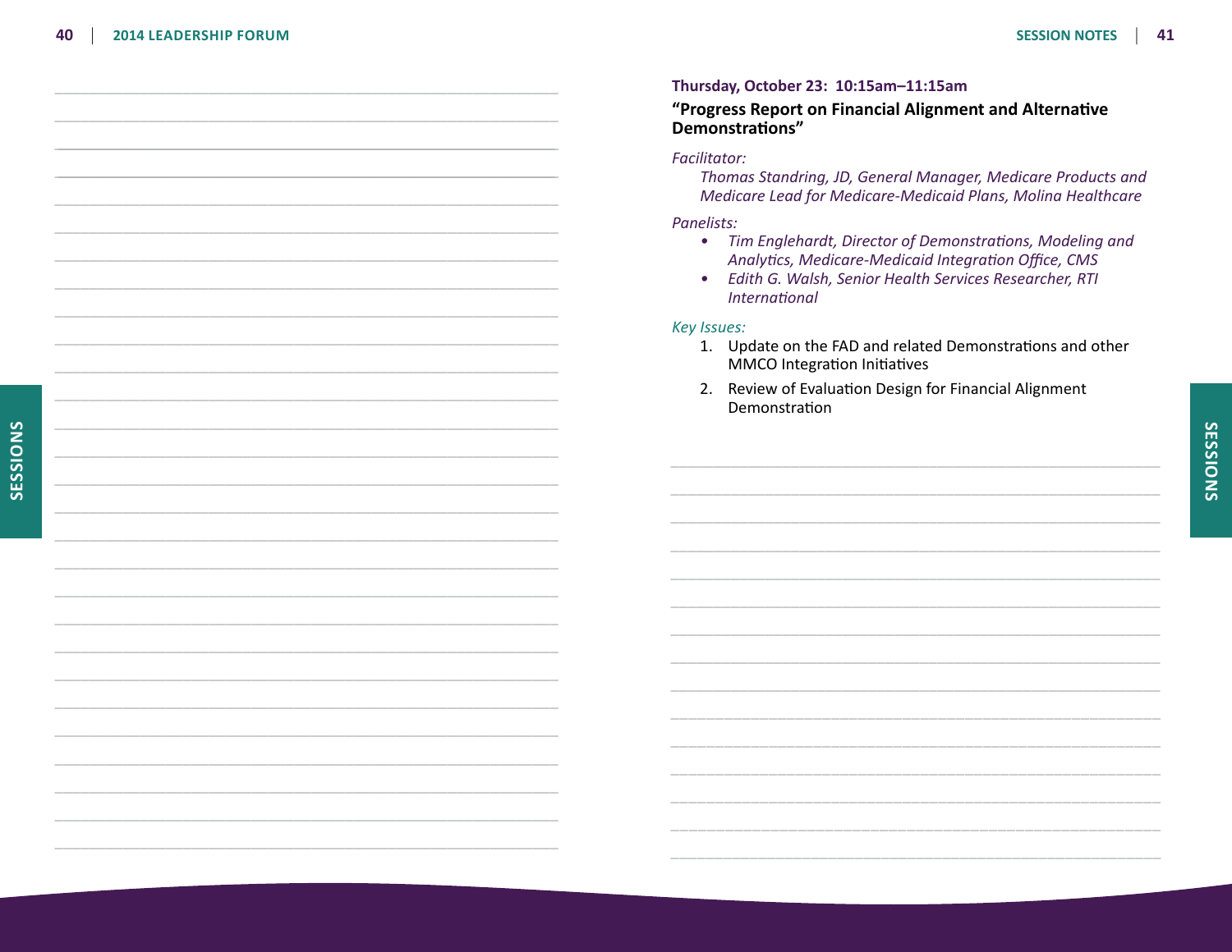**Thursday, October 23: 10:15am–11:15am**

### "Progress Report on Financial Alignment and Alternative Demonstrations"

*Facilitator:*

*Thomas Standring, JD, General Manager, Medicare Products and Medicare Lead for Medicare-Medicaid Plans, Molina Healthcare*

*Panelists:*

- *Tim Englehardt, Director of Demonstrations, Modeling and Analytics, Medicare-Medicaid Integration Office, CMS*
- *Edith G. Walsh, Senior Health Services Researcher, RTI International*

*Key Issues:*

1. Update on the FAD and related Demonstrations and other MMCO Integration Initiatives
2. Review of Evaluation Design for Financial Alignment Demonstration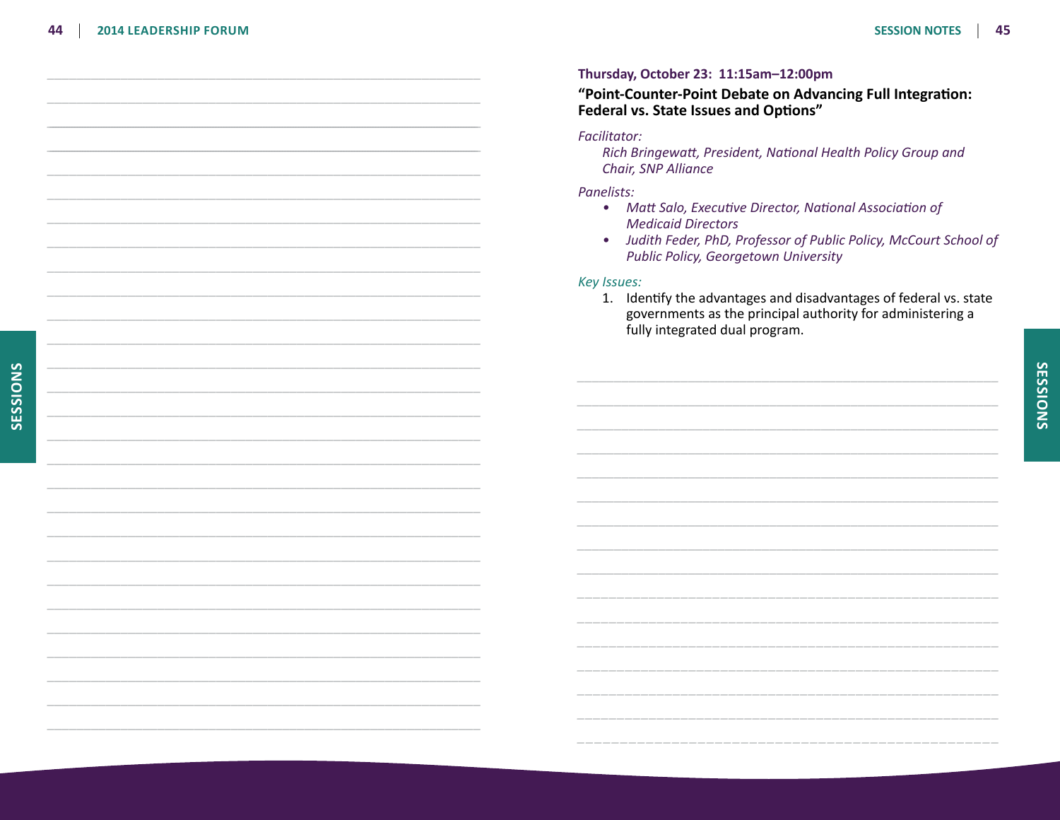**Thursday, October 23: 11:15am–12:00pm**

## "Point-Counter-Point Debate on Advancing Full Integration: Federal vs. State Issues and Options"

*Facilitator:*

*Rich Bringewatt, President, National Health Policy Group and Chair, SNP Alliance*

*Panelists:*

- *Matt Salo, Executive Director, National Association of Medicaid Directors*
- *Judith Feder, PhD, Professor of Public Policy, McCourt School of Public Policy, Georgetown University*

*Key Issues:*

1. Identify the advantages and disadvantages of federal vs. state governments as the principal authority for administering a fully integrated dual program.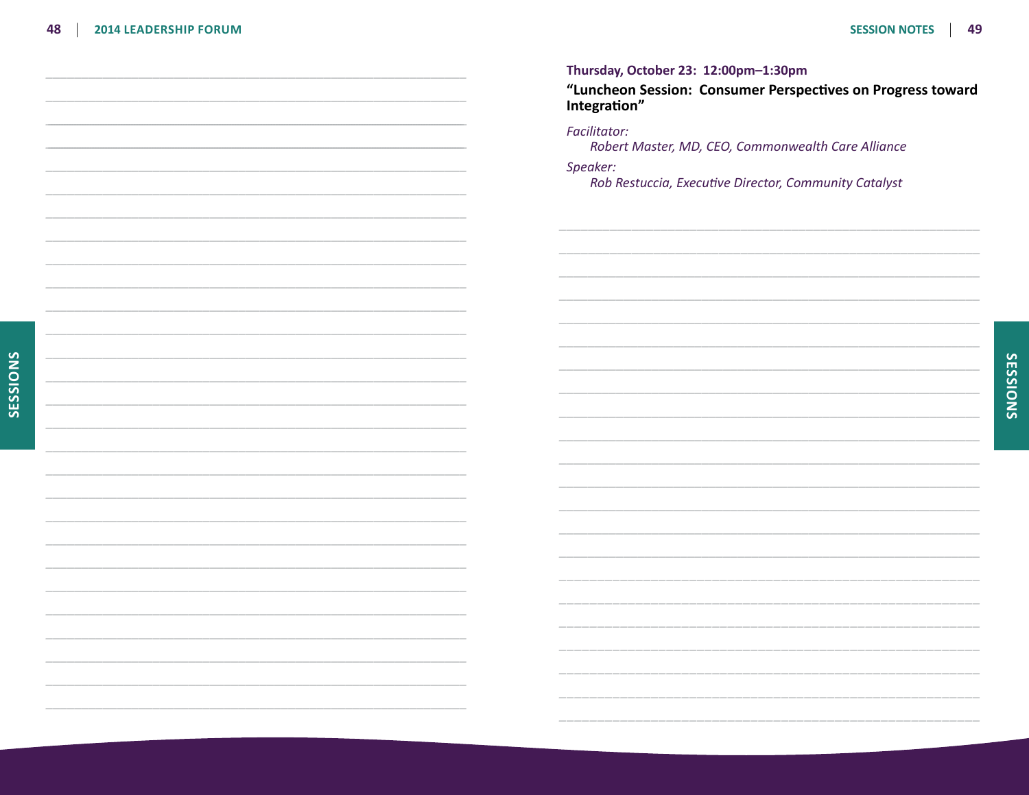**Thursday, October 23: 12:00pm–1:30pm**

**"Luncheon Session: Consumer Perspectives on Progress toward Integration"**

*Facilitator:*

*Robert Master, MD, CEO, Commonwealth Care Alliance*

*Speaker:*

*Rob Restuccia, Executive Director, Community Catalyst*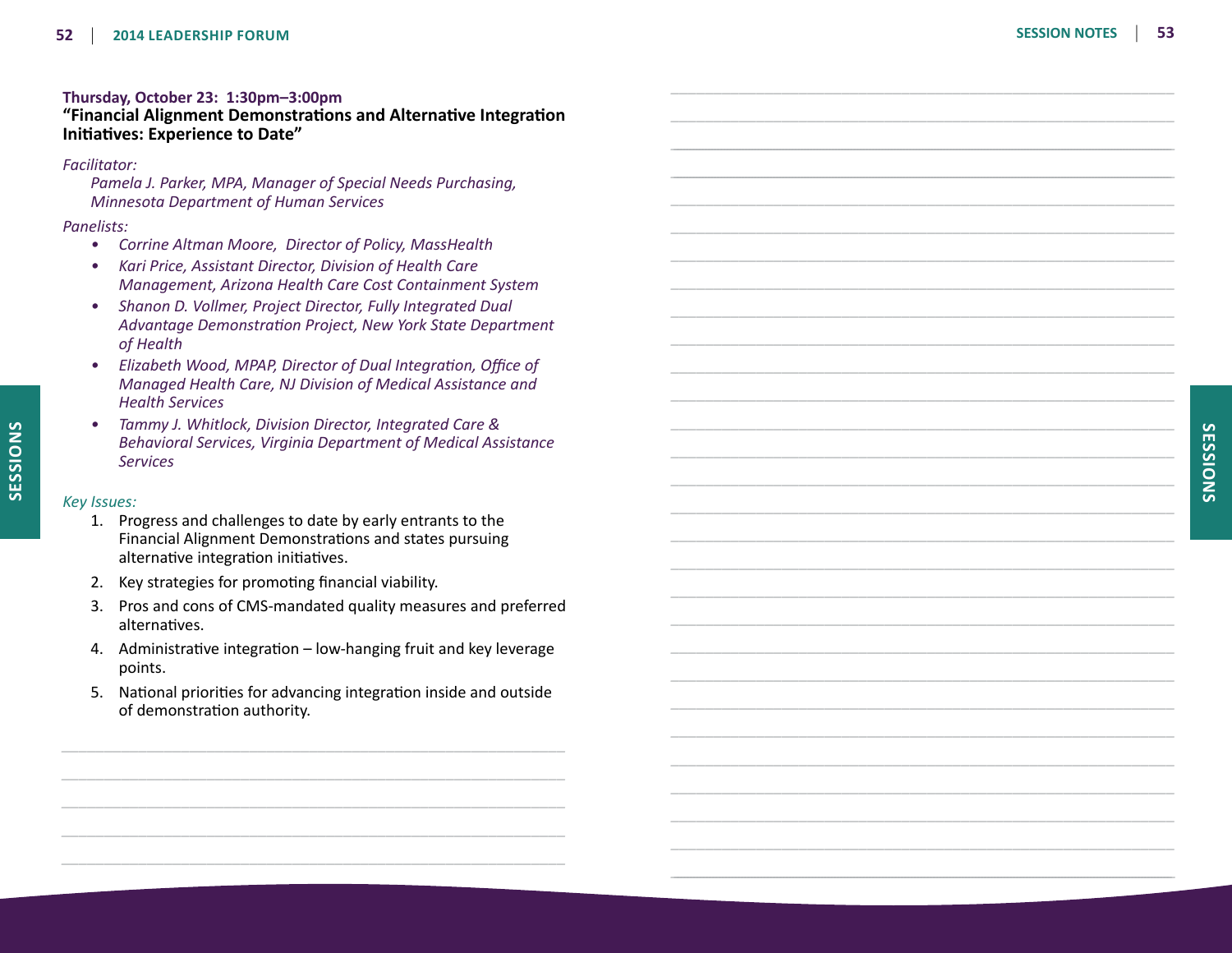**Thursday, October 23: 1:30pm–3:00pm**

## "Financial Alignment Demonstrations and Alternative Integration Initiatives: Experience to Date"

*Facilitator:*

*Pamela J. Parker, MPA, Manager of Special Needs Purchasing, Minnesota Department of Human Services*

*Panelists:*

- *Corrine Altman Moore, Director of Policy, MassHealth*
- *Kari Price, Assistant Director, Division of Health Care Management, Arizona Health Care Cost Containment System*
- *Shanon D. Vollmer, Project Director, Fully Integrated Dual Advantage Demonstration Project, New York State Department of Health*
- *Elizabeth Wood, MPAP, Director of Dual Integration, Office of Managed Health Care, NJ Division of Medical Assistance and Health Services*
- *Tammy J. Whitlock, Division Director, Integrated Care & Behavioral Services, Virginia Department of Medical Assistance Services*

*Key Issues:*

1. Progress and challenges to date by early entrants to the Financial Alignment Demonstrations and states pursuing alternative integration initiatives.
2. Key strategies for promoting financial viability.
3. Pros and cons of CMS-mandated quality measures and preferred alternatives.
4. Administrative integration – low-hanging fruit and key leverage points.
5. National priorities for advancing integration inside and outside of demonstration authority.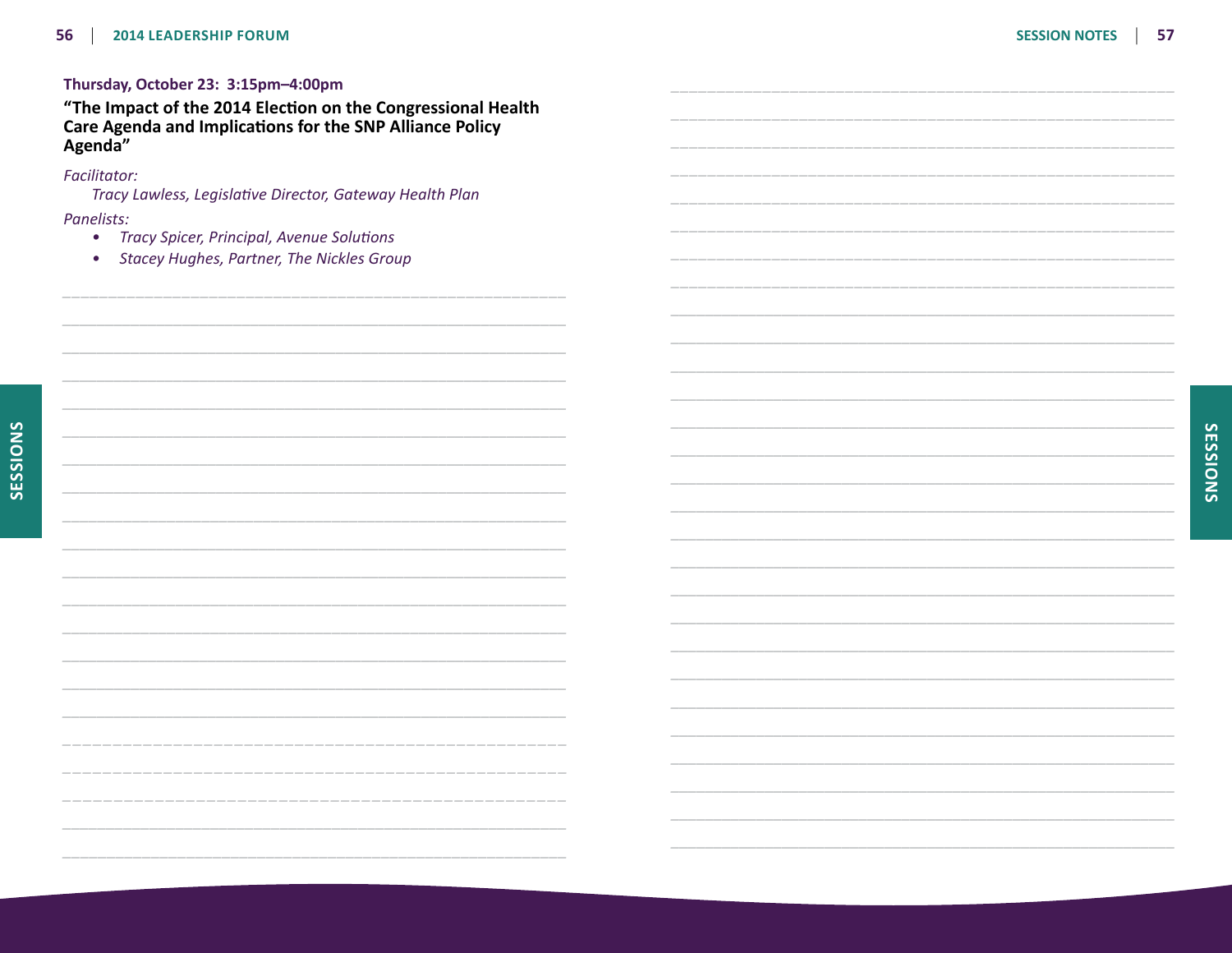**Thursday, October 23: 3:15pm–4:00pm**

### "The Impact of the 2014 Election on the Congressional Health Care Agenda and Implications for the SNP Alliance Policy Agenda"

*Facilitator:*

*Tracy Lawless, Legislative Director, Gateway Health Plan*

*Panelists:*

- *Tracy Spicer, Principal, Avenue Solutions*
- *Stacey Hughes, Partner, The Nickles Group*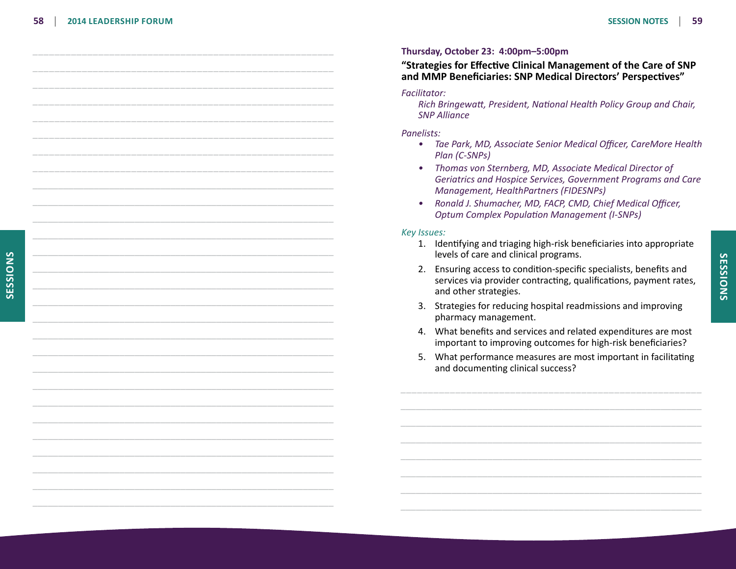**Thursday, October 23: 4:00pm–5:00pm**

### "Strategies for Effective Clinical Management of the Care of SNP and MMP Beneficiaries: SNP Medical Directors' Perspectives"

*Facilitator:*

*Rich Bringewatt, President, National Health Policy Group and Chair, SNP Alliance*

*Panelists:*

- *Tae Park, MD, Associate Senior Medical Officer, CareMore Health Plan (C-SNPs)*
- *Thomas von Sternberg, MD, Associate Medical Director of Geriatrics and Hospice Services, Government Programs and Care Management, HealthPartners (FIDESNPs)*
- *Ronald J. Shumacher, MD, FACP, CMD, Chief Medical Officer, Optum Complex Population Management (I-SNPs)*

*Key Issues:*

1. Identifying and triaging high-risk beneficiaries into appropriate levels of care and clinical programs.
2. Ensuring access to condition-specific specialists, benefits and services via provider contracting, qualifications, payment rates, and other strategies.
3. Strategies for reducing hospital readmissions and improving pharmacy management.
4. What benefits and services and related expenditures are most important to improving outcomes for high-risk beneficiaries?
5. What performance measures are most important in facilitating and documenting clinical success?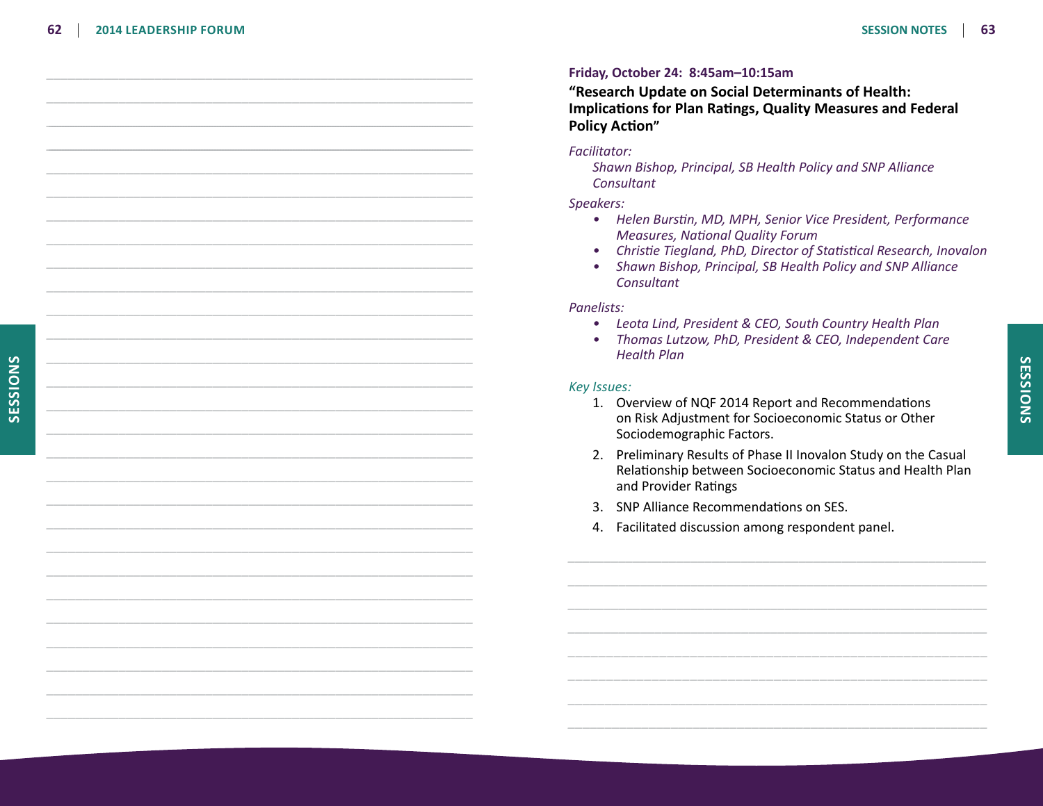**Friday, October 24: 8:45am–10:15am**

### "Research Update on Social Determinants of Health: Implications for Plan Ratings, Quality Measures and Federal Policy Action"

*Facilitator:*

*Shawn Bishop, Principal, SB Health Policy and SNP Alliance Consultant*

*Speakers:*

- *Helen Burstin, MD, MPH, Senior Vice President, Performance Measures, National Quality Forum*
- *Christie Tiegland, PhD, Director of Statistical Research, Inovalon*
- *Shawn Bishop, Principal, SB Health Policy and SNP Alliance Consultant*

*Panelists:*

- *Leota Lind, President & CEO, South Country Health Plan*
- *Thomas Lutzow, PhD, President & CEO, Independent Care Health Plan*

*Key Issues:*

1. Overview of NQF 2014 Report and Recommendations on Risk Adjustment for Socioeconomic Status or Other Sociodemographic Factors.
2. Preliminary Results of Phase II Inovalon Study on the Casual Relationship between Socioeconomic Status and Health Plan and Provider Ratings
3. SNP Alliance Recommendations on SES.
4. Facilitated discussion among respondent panel.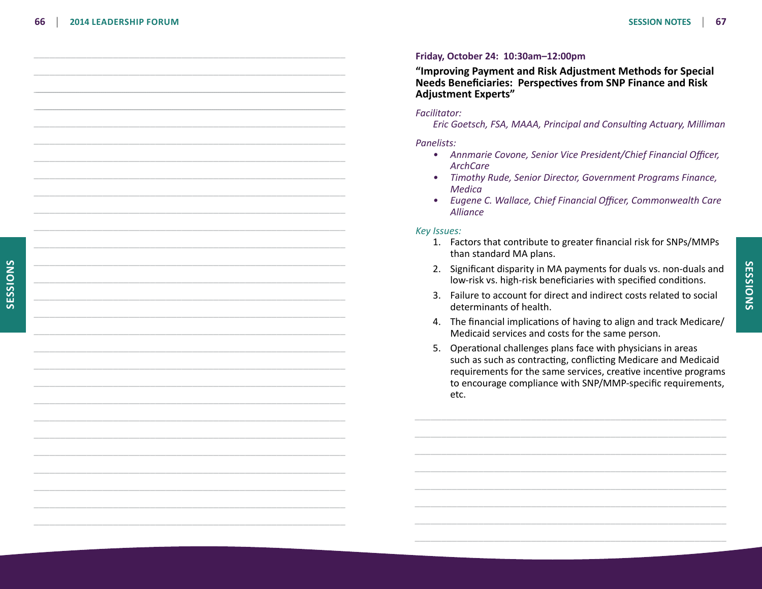**Friday, October 24: 10:30am–12:00pm**

**"Improving Payment and Risk Adjustment Methods for Special Needs Beneficiaries: Perspectives from SNP Finance and Risk Adjustment Experts"**

*Facilitator:*

*Eric Goetsch, FSA, MAAA, Principal and Consulting Actuary, Milliman*

*Panelists:*

- *Annmarie Covone, Senior Vice President/Chief Financial Officer, ArchCare*
- *Timothy Rude, Senior Director, Government Programs Finance, Medica*
- *Eugene C. Wallace, Chief Financial Officer, Commonwealth Care Alliance*

*Key Issues:*

1. Factors that contribute to greater financial risk for SNPs/MMPs than standard MA plans.
2. Significant disparity in MA payments for duals vs. non-duals and low-risk vs. high-risk beneficiaries with specified conditions.
3. Failure to account for direct and indirect costs related to social determinants of health.
4. The financial implications of having to align and track Medicare/ Medicaid services and costs for the same person.
5. Operational challenges plans face with physicians in areas such as such as contracting, conflicting Medicare and Medicaid requirements for the same services, creative incentive programs to encourage compliance with SNP/MMP-specific requirements, etc.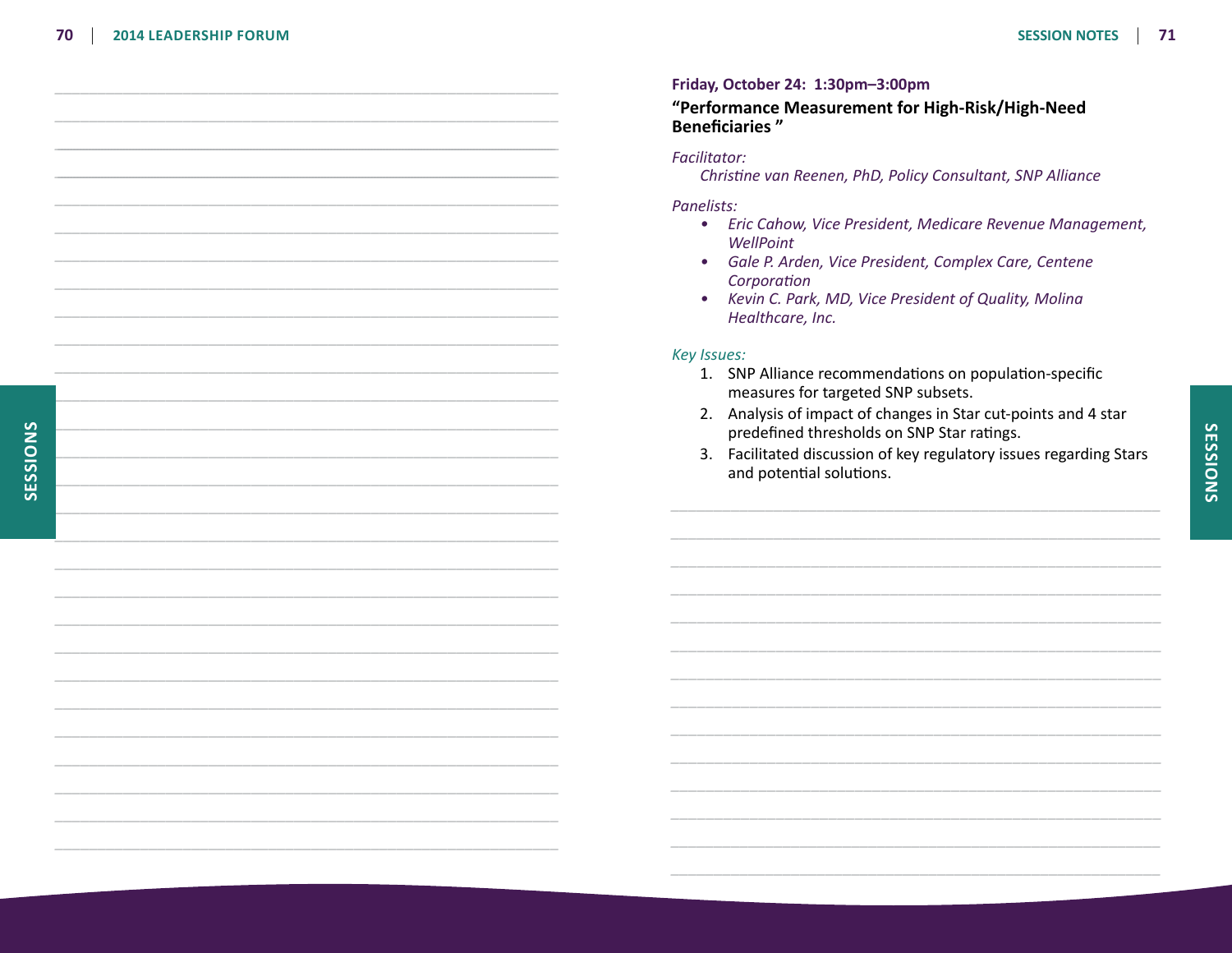**Friday, October 24: 1:30pm–3:00pm**

## "Performance Measurement for High-Risk/High-Need Beneficiaries"

*Facilitator:*

*Christine van Reenen, PhD, Policy Consultant, SNP Alliance*

*Panelists:*

- *Eric Cahow, Vice President, Medicare Revenue Management, WellPoint*
- *Gale P. Arden, Vice President, Complex Care, Centene Corporation*
- *Kevin C. Park, MD, Vice President of Quality, Molina Healthcare, Inc.*

*Key Issues:*

1. SNP Alliance recommendations on population-specific measures for targeted SNP subsets.
2. Analysis of impact of changes in Star cut-points and 4 star predefined thresholds on SNP Star ratings.
3. Facilitated discussion of key regulatory issues regarding Stars and potential solutions.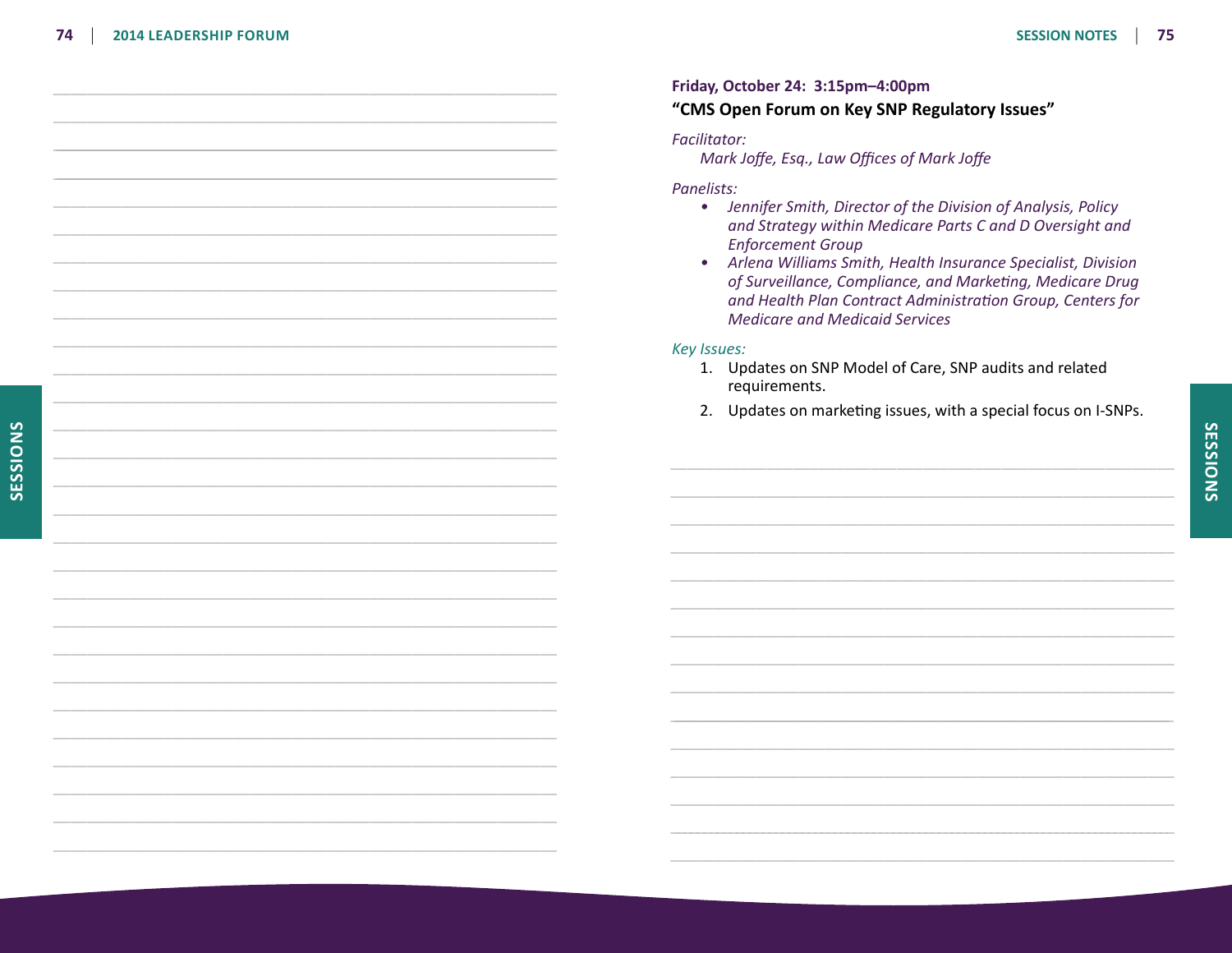**Friday, October 24: 3:15pm–4:00pm**

## “CMS Open Forum on Key SNP Regulatory Issues”

*Facilitator:*

*Mark Joffe, Esq., Law Offices of Mark Joffe*

*Panelists:*

- *Jennifer Smith, Director of the Division of Analysis, Policy and Strategy within Medicare Parts C and D Oversight and Enforcement Group*
- *Arlena Williams Smith, Health Insurance Specialist, Division of Surveillance, Compliance, and Marketing, Medicare Drug and Health Plan Contract Administration Group, Centers for Medicare and Medicaid Services*

*Key Issues:*

1. Updates on SNP Model of Care, SNP audits and related requirements.
2. Updates on marketing issues, with a special focus on I-SNPs.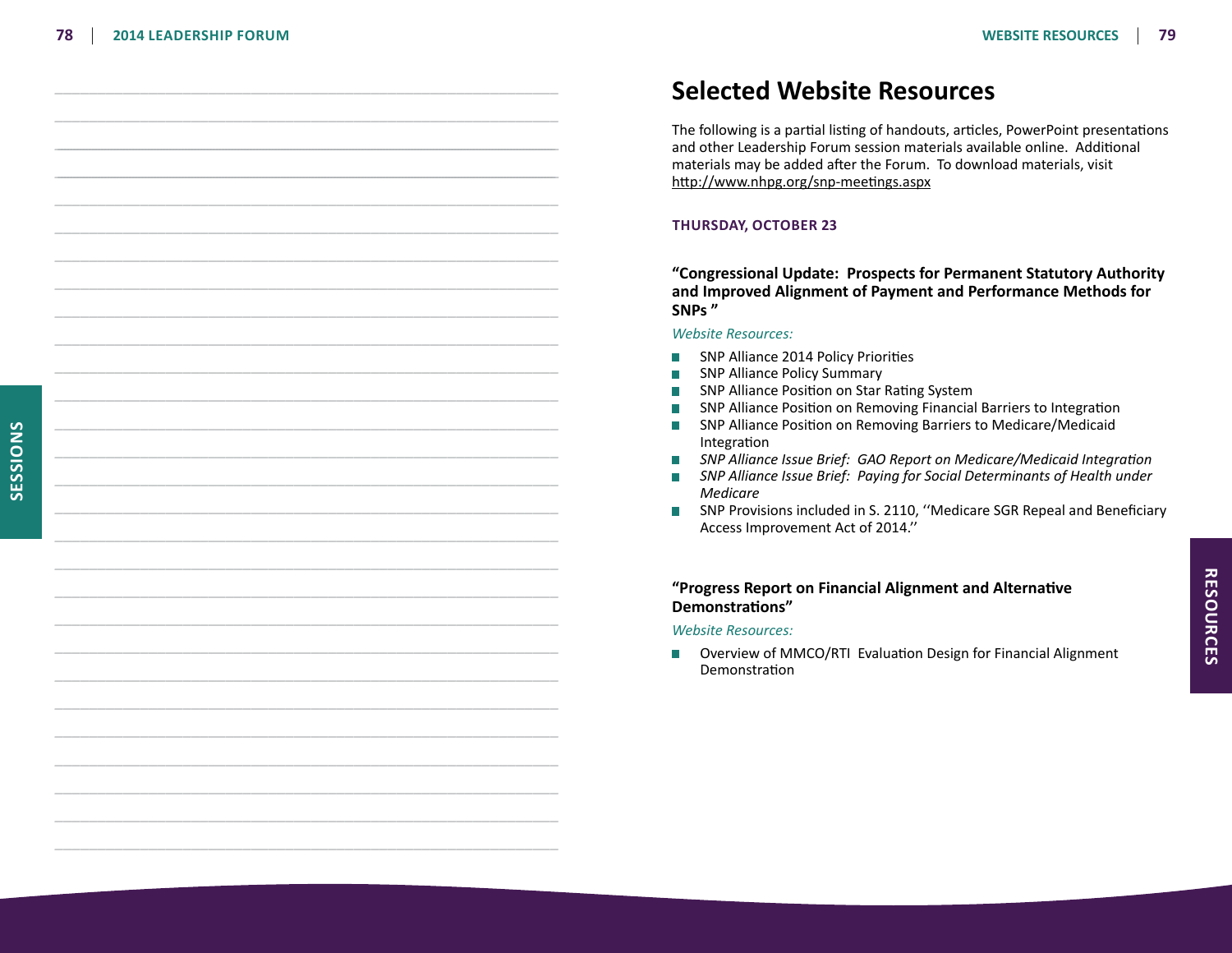# Selected Website Resources

The following is a partial listing of handouts, articles, PowerPoint presentations and other Leadership Forum session materials available online. Additional materials may be added after the Forum. To download materials, visit http://www.nhpg.org/snp-meetings.aspx

**THURSDAY, OCTOBER 23**

### "Congressional Update: Prospects for Permanent Statutory Authority and Improved Alignment of Payment and Performance Methods for SNPs "

*Website Resources:*

- SNP Alliance 2014 Policy Priorities
- SNP Alliance Policy Summary
- SNP Alliance Position on Star Rating System
- SNP Alliance Position on Removing Financial Barriers to Integration
- SNP Alliance Position on Removing Barriers to Medicare/Medicaid Integration
- *SNP Alliance Issue Brief: GAO Report on Medicare/Medicaid Integration*
- *SNP Alliance Issue Brief: Paying for Social Determinants of Health under Medicare*
- SNP Provisions included in S. 2110, ''Medicare SGR Repeal and Beneficiary Access Improvement Act of 2014.''

### "Progress Report on Financial Alignment and Alternative Demonstrations"

*Website Resources:*

- Overview of MMCO/RTI Evaluation Design for Financial Alignment Demonstration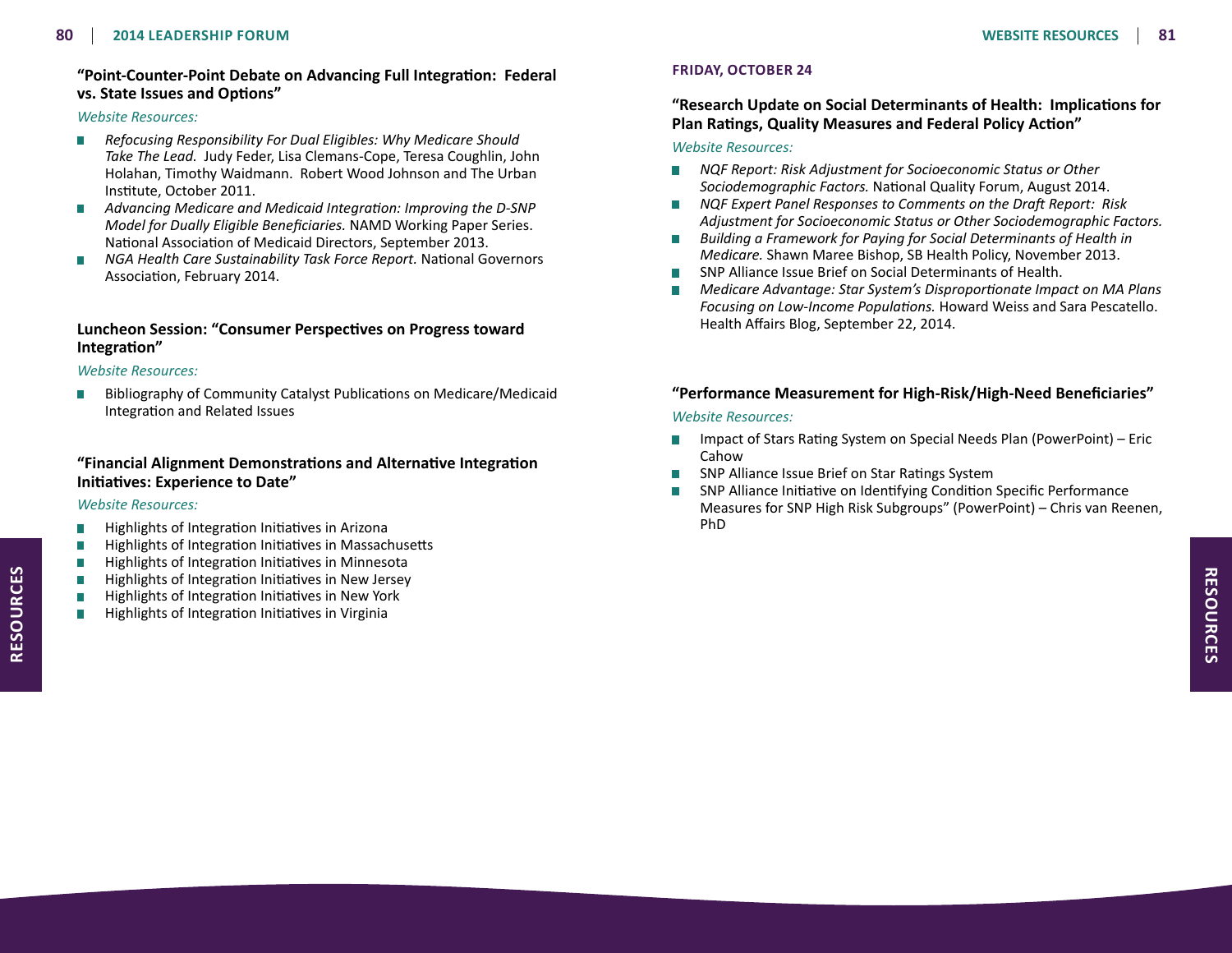### "Point-Counter-Point Debate on Advancing Full Integration: Federal vs. State Issues and Options"

*Website Resources:*

- *Refocusing Responsibility For Dual Eligibles: Why Medicare Should Take The Lead.* Judy Feder, Lisa Clemans-Cope, Teresa Coughlin, John Holahan, Timothy Waidmann. Robert Wood Johnson and The Urban Institute, October 2011.
- *Advancing Medicare and Medicaid Integration: Improving the D-SNP Model for Dually Eligible Beneficiaries.* NAMD Working Paper Series. National Association of Medicaid Directors, September 2013.
- *NGA Health Care Sustainability Task Force Report.* National Governors Association, February 2014.

### Luncheon Session: "Consumer Perspectives on Progress toward Integration"

*Website Resources:*

- Bibliography of Community Catalyst Publications on Medicare/Medicaid Integration and Related Issues

### "Financial Alignment Demonstrations and Alternative Integration Initiatives: Experience to Date"

*Website Resources:*

- Highlights of Integration Initiatives in Arizona
- Highlights of Integration Initiatives in Massachusetts
- Highlights of Integration Initiatives in Minnesota
- Highlights of Integration Initiatives in New Jersey
- Highlights of Integration Initiatives in New York
- Highlights of Integration Initiatives in Virginia

## FRIDAY, OCTOBER 24

### "Research Update on Social Determinants of Health: Implications for Plan Ratings, Quality Measures and Federal Policy Action"

*Website Resources:*

- *NQF Report: Risk Adjustment for Socioeconomic Status or Other Sociodemographic Factors.* National Quality Forum, August 2014.
- *NQF Expert Panel Responses to Comments on the Draft Report: Risk Adjustment for Socioeconomic Status or Other Sociodemographic Factors.*
- *Building a Framework for Paying for Social Determinants of Health in Medicare.* Shawn Maree Bishop, SB Health Policy, November 2013.
- SNP Alliance Issue Brief on Social Determinants of Health.
- *Medicare Advantage: Star System's Disproportionate Impact on MA Plans Focusing on Low-Income Populations.* Howard Weiss and Sara Pescatello. Health Affairs Blog, September 22, 2014.

### "Performance Measurement for High-Risk/High-Need Beneficiaries"

*Website Resources:*

- Impact of Stars Rating System on Special Needs Plan (PowerPoint) – Eric Cahow
- SNP Alliance Issue Brief on Star Ratings System
- SNP Alliance Initiative on Identifying Condition Specific Performance Measures for SNP High Risk Subgroups" (PowerPoint) – Chris van Reenen, PhD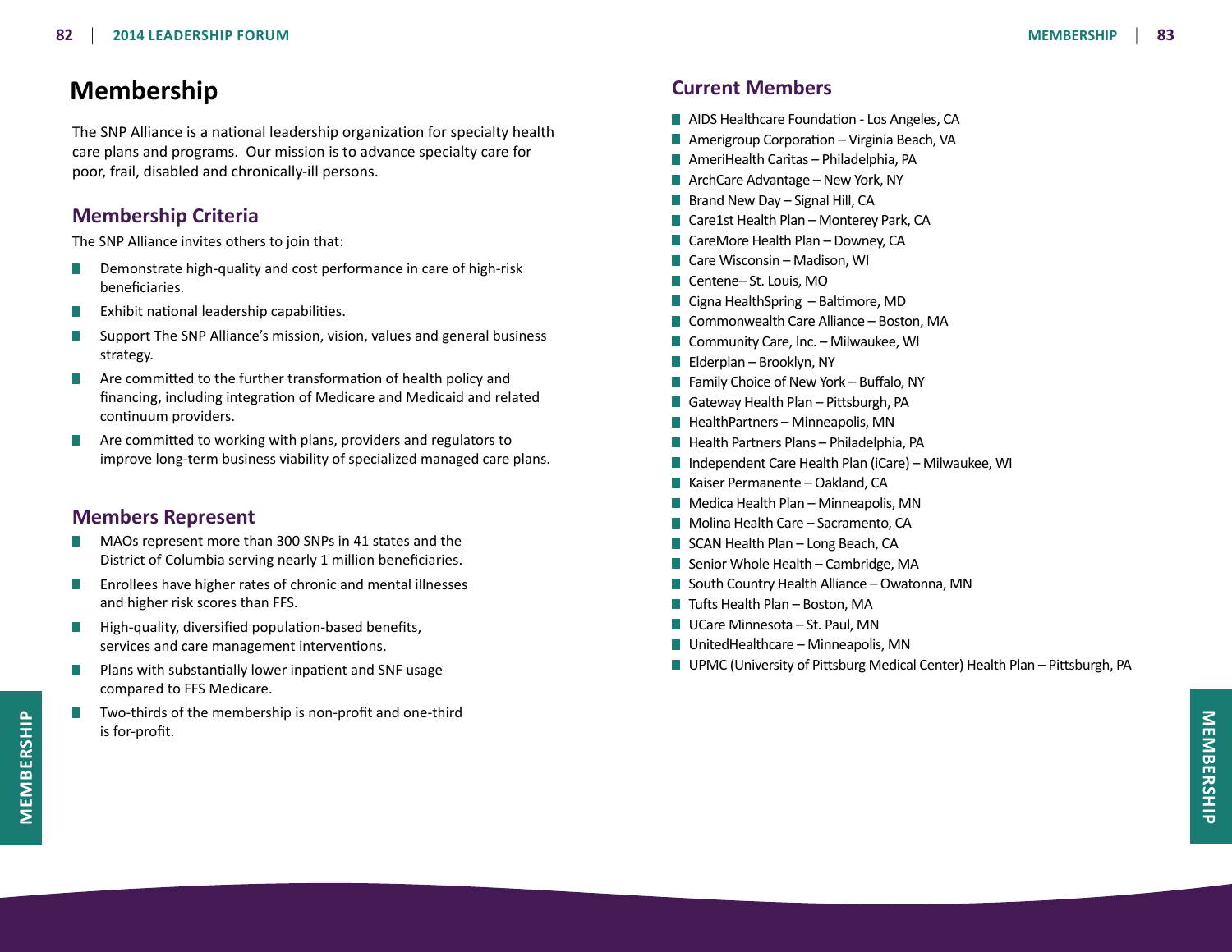# Membership

The SNP Alliance is a national leadership organization for specialty health care plans and programs. Our mission is to advance specialty care for poor, frail, disabled and chronically-ill persons.

## Membership Criteria

The SNP Alliance invites others to join that:

- Demonstrate high-quality and cost performance in care of high-risk beneficiaries.
- Exhibit national leadership capabilities.
- Support The SNP Alliance's mission, vision, values and general business strategy.
- Are committed to the further transformation of health policy and financing, including integration of Medicare and Medicaid and related continuum providers.
- Are committed to working with plans, providers and regulators to improve long-term business viability of specialized managed care plans.

## Members Represent

- MAOs represent more than 300 SNPs in 41 states and the District of Columbia serving nearly 1 million beneficiaries.
- Enrollees have higher rates of chronic and mental illnesses and higher risk scores than FFS.
- High-quality, diversified population-based benefits, services and care management interventions.
- Plans with substantially lower inpatient and SNF usage compared to FFS Medicare.
- Two-thirds of the membership is non-profit and one-third is for-profit.

## Current Members

- AIDS Healthcare Foundation - Los Angeles, CA
- Amerigroup Corporation – Virginia Beach, VA
- AmeriHealth Caritas – Philadelphia, PA
- ArchCare Advantage – New York, NY
- Brand New Day – Signal Hill, CA
- Care1st Health Plan – Monterey Park, CA
- CareMore Health Plan – Downey, CA
- Care Wisconsin – Madison, WI
- Centene– St. Louis, MO
- Cigna HealthSpring – Baltimore, MD
- Commonwealth Care Alliance – Boston, MA
- Community Care, Inc. – Milwaukee, WI
- Elderplan – Brooklyn, NY
- Family Choice of New York – Buffalo, NY
- Gateway Health Plan – Pittsburgh, PA
- HealthPartners – Minneapolis, MN
- Health Partners Plans – Philadelphia, PA
- Independent Care Health Plan (iCare) – Milwaukee, WI
- Kaiser Permanente – Oakland, CA
- Medica Health Plan – Minneapolis, MN
- Molina Health Care – Sacramento, CA
- SCAN Health Plan – Long Beach, CA
- Senior Whole Health – Cambridge, MA
- South Country Health Alliance – Owatonna, MN
- Tufts Health Plan – Boston, MA
- UCare Minnesota – St. Paul, MN
- UnitedHealthcare – Minneapolis, MN
- UPMC (University of Pittsburg Medical Center) Health Plan – Pittsburgh, PA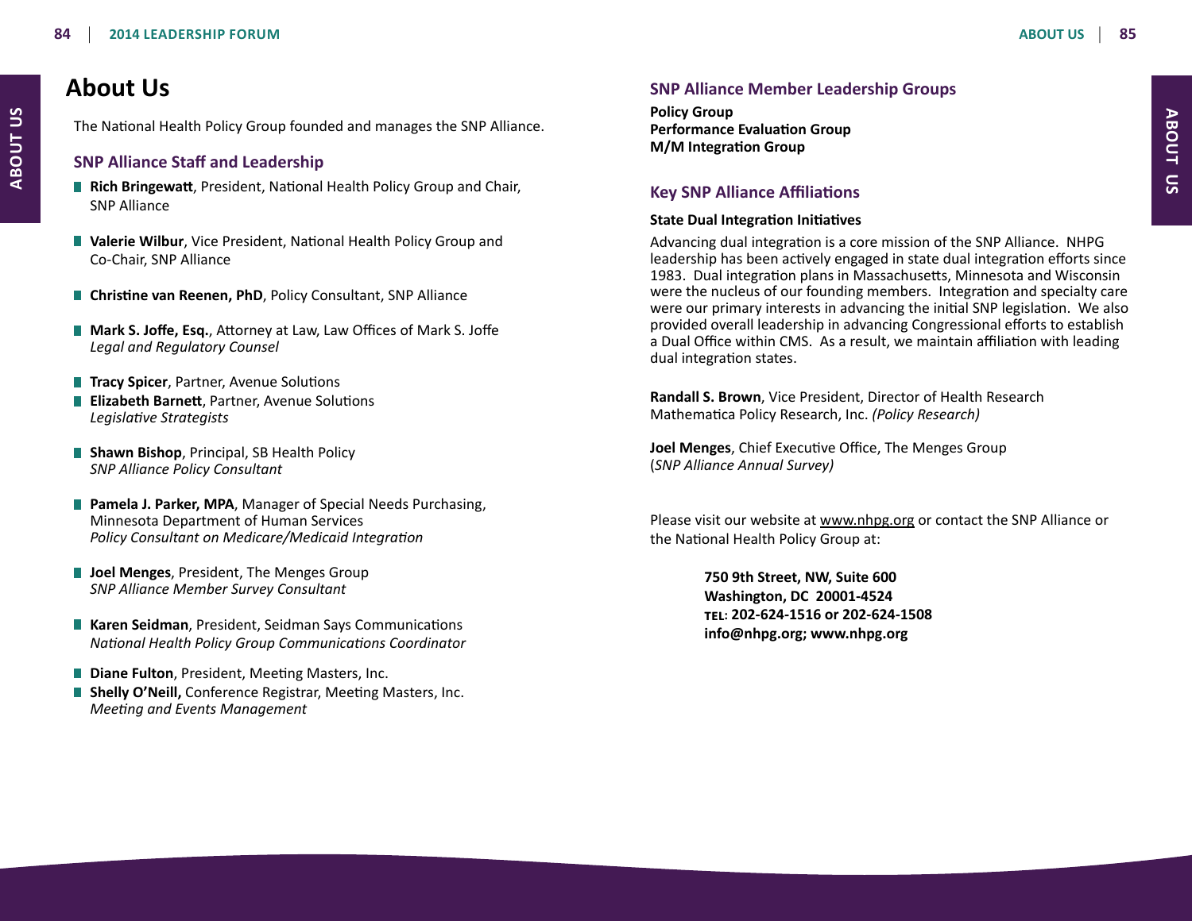# About Us

The National Health Policy Group founded and manages the SNP Alliance.

## SNP Alliance Staff and Leadership

- **Rich Bringewatt**, President, National Health Policy Group and Chair, SNP Alliance
- **Valerie Wilbur**, Vice President, National Health Policy Group and Co-Chair, SNP Alliance
- **Christine van Reenen, PhD**, Policy Consultant, SNP Alliance
- **Mark S. Joffe, Esq.**, Attorney at Law, Law Offices of Mark S. Joffe
  *Legal and Regulatory Counsel*
- **Tracy Spicer**, Partner, Avenue Solutions
- **Elizabeth Barnett**, Partner, Avenue Solutions
  *Legislative Strategists*
- **Shawn Bishop**, Principal, SB Health Policy
  *SNP Alliance Policy Consultant*
- **Pamela J. Parker, MPA**, Manager of Special Needs Purchasing, Minnesota Department of Human Services
  *Policy Consultant on Medicare/Medicaid Integration*
- **Joel Menges**, President, The Menges Group
  *SNP Alliance Member Survey Consultant*
- **Karen Seidman**, President, Seidman Says Communications
  *National Health Policy Group Communications Coordinator*
- **Diane Fulton**, President, Meeting Masters, Inc.
- **Shelly O'Neill,** Conference Registrar, Meeting Masters, Inc.
  *Meeting and Events Management*

## SNP Alliance Member Leadership Groups

**Policy Group**
**Performance Evaluation Group**
**M/M Integration Group**

## Key SNP Alliance Affiliations

**State Dual Integration Initiatives**

Advancing dual integration is a core mission of the SNP Alliance. NHPG leadership has been actively engaged in state dual integration efforts since 1983. Dual integration plans in Massachusetts, Minnesota and Wisconsin were the nucleus of our founding members. Integration and specialty care were our primary interests in advancing the initial SNP legislation. We also provided overall leadership in advancing Congressional efforts to establish a Dual Office within CMS. As a result, we maintain affiliation with leading dual integration states.

**Randall S. Brown**, Vice President, Director of Health Research
Mathematica Policy Research, Inc. *(Policy Research)*

**Joel Menges**, Chief Executive Office, The Menges Group
(*SNP Alliance Annual Survey)*

Please visit our website at www.nhpg.org or contact the SNP Alliance or the National Health Policy Group at:

**750 9th Street, NW, Suite 600**
**Washington, DC 20001-4524**
**TEL: 202-624-1516 or 202-624-1508**
**info@nhpg.org; www.nhpg.org**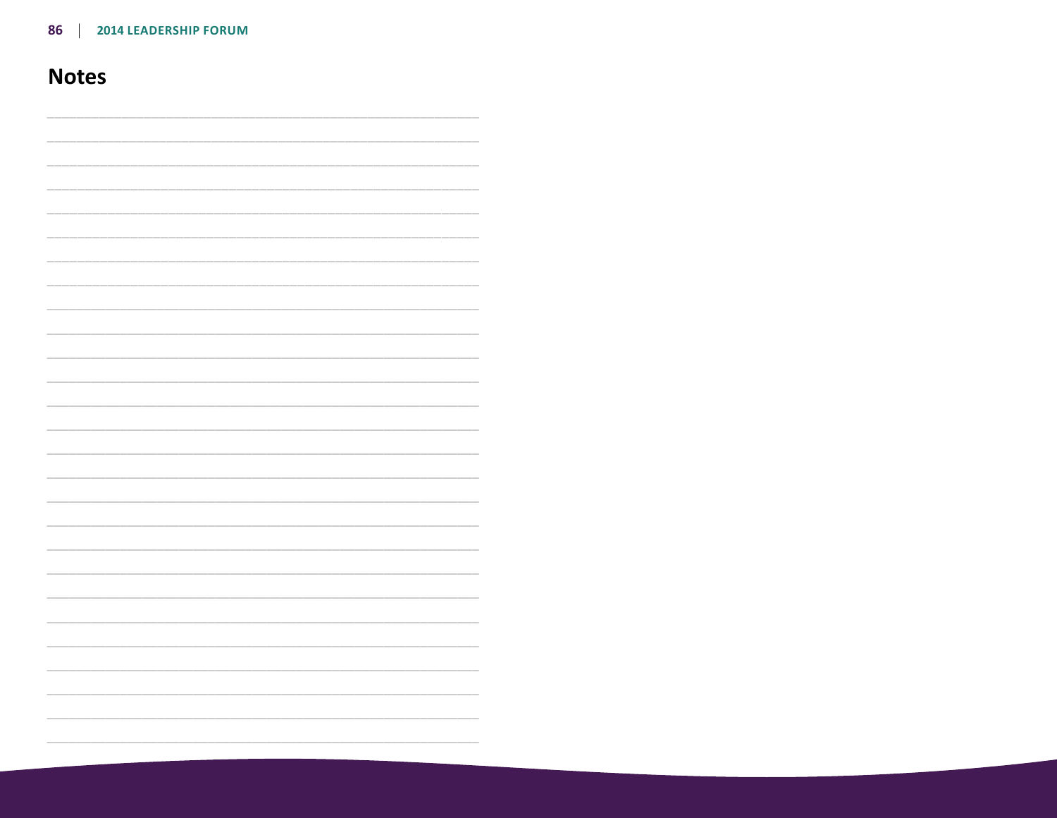# Notes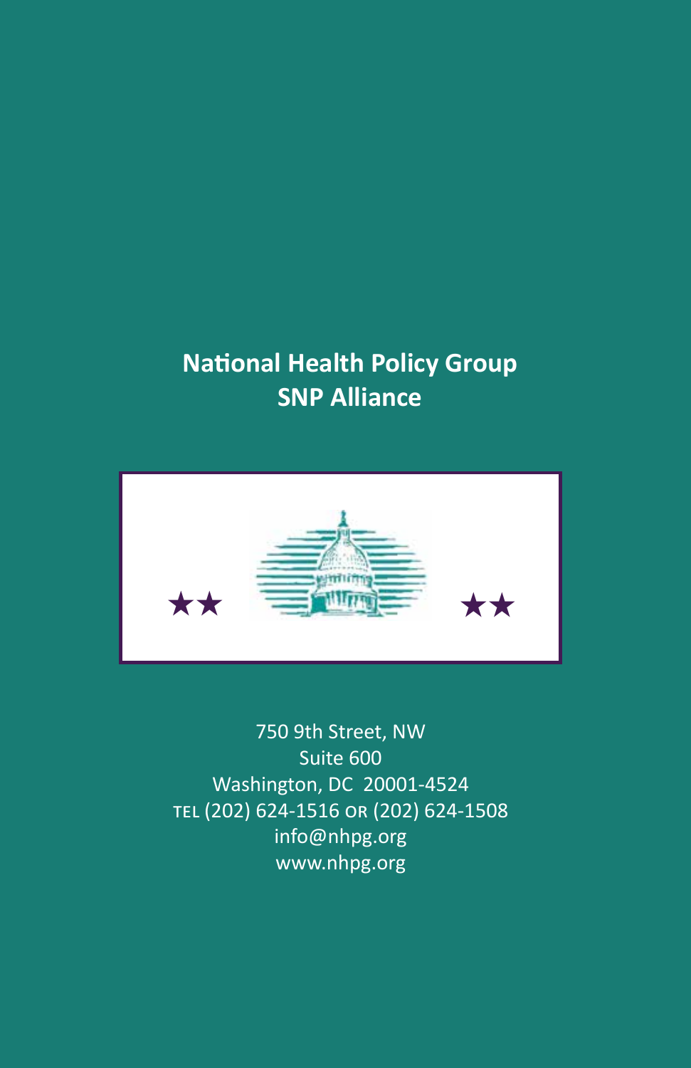**National Health Policy Group**
**SNP Alliance**

★★ ★★

750 9th Street, NW
Suite 600
Washington, DC 20001-4524
TEL (202) 624-1516 OR (202) 624-1508
info@nhpg.org
www.nhpg.org